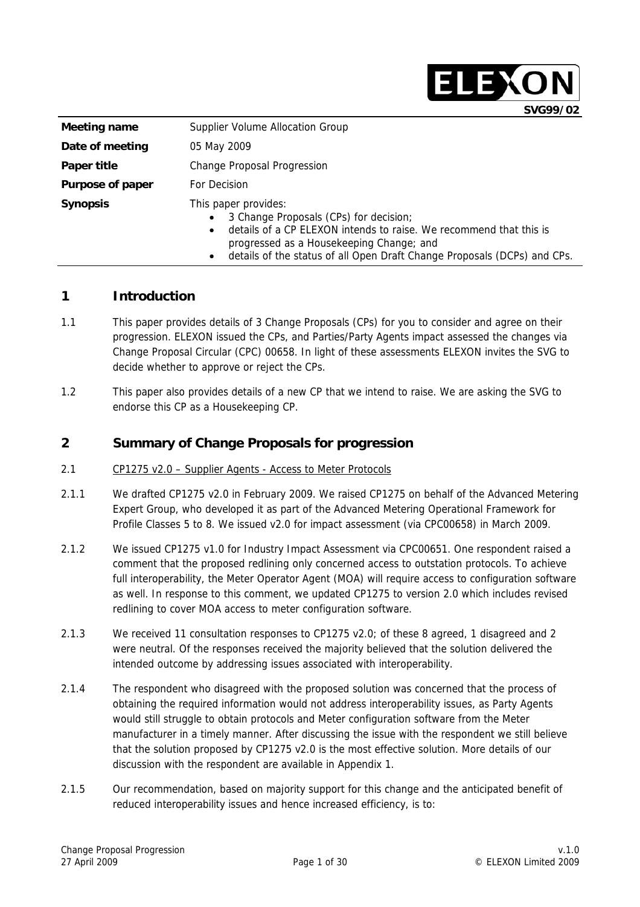SVG99/02

| Meeting name | Supplier Volume Allocation Group |
| --- | --- |
| Date of meeting | 05 May 2009 |
| Paper title | Change Proposal Progression |
| Purpose of paper | For Decision |
| Synopsis | This paper provides:<br>• 3 Change Proposals (CPs) for decision;<br>• details of a CP ELEXON intends to raise. We recommend that this is progressed as a Housekeeping Change; and<br>• details of the status of all Open Draft Change Proposals (DCPs) and CPs. |

## 1 Introduction

1.1 This paper provides details of 3 Change Proposals (CPs) for you to consider and agree on their progression. ELEXON issued the CPs, and Parties/Party Agents impact assessed the changes via Change Proposal Circular (CPC) 00658. In light of these assessments ELEXON invites the SVG to decide whether to approve or reject the CPs.

1.2 This paper also provides details of a new CP that we intend to raise. We are asking the SVG to endorse this CP as a Housekeeping CP.

## 2 Summary of Change Proposals for progression

2.1 CP1275 v2.0 – Supplier Agents - Access to Meter Protocols

2.1.1 We drafted CP1275 v2.0 in February 2009. We raised CP1275 on behalf of the Advanced Metering Expert Group, who developed it as part of the Advanced Metering Operational Framework for Profile Classes 5 to 8. We issued v2.0 for impact assessment (via CPC00658) in March 2009.

2.1.2 We issued CP1275 v1.0 for Industry Impact Assessment via CPC00651. One respondent raised a comment that the proposed redlining only concerned access to outstation protocols. To achieve full interoperability, the Meter Operator Agent (MOA) will require access to configuration software as well. In response to this comment, we updated CP1275 to version 2.0 which includes revised redlining to cover MOA access to meter configuration software.

2.1.3 We received 11 consultation responses to CP1275 v2.0; of these 8 agreed, 1 disagreed and 2 were neutral. Of the responses received the majority believed that the solution delivered the intended outcome by addressing issues associated with interoperability.

2.1.4 The respondent who disagreed with the proposed solution was concerned that the process of obtaining the required information would not address interoperability issues, as Party Agents would still struggle to obtain protocols and Meter configuration software from the Meter manufacturer in a timely manner. After discussing the issue with the respondent we still believe that the solution proposed by CP1275 v2.0 is the most effective solution. More details of our discussion with the respondent are available in Appendix 1.

2.1.5 Our recommendation, based on majority support for this change and the anticipated benefit of reduced interoperability issues and hence increased efficiency, is to: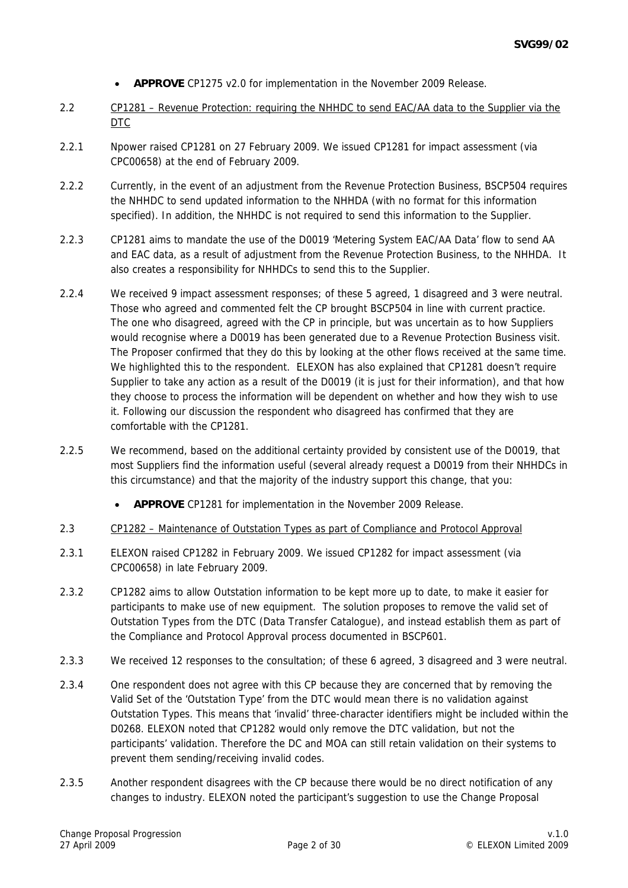- **APPROVE** CP1275 v2.0 for implementation in the November 2009 Release.

2.2 CP1281 – Revenue Protection: requiring the NHHDC to send EAC/AA data to the Supplier via the DTC

2.2.1 Npower raised CP1281 on 27 February 2009. We issued CP1281 for impact assessment (via CPC00658) at the end of February 2009.

2.2.2 Currently, in the event of an adjustment from the Revenue Protection Business, BSCP504 requires the NHHDC to send updated information to the NHHDA (with no format for this information specified). In addition, the NHHDC is not required to send this information to the Supplier.

2.2.3 CP1281 aims to mandate the use of the D0019 'Metering System EAC/AA Data' flow to send AA and EAC data, as a result of adjustment from the Revenue Protection Business, to the NHHDA. It also creates a responsibility for NHHDCs to send this to the Supplier.

2.2.4 We received 9 impact assessment responses; of these 5 agreed, 1 disagreed and 3 were neutral. Those who agreed and commented felt the CP brought BSCP504 in line with current practice. The one who disagreed, agreed with the CP in principle, but was uncertain as to how Suppliers would recognise where a D0019 has been generated due to a Revenue Protection Business visit. The Proposer confirmed that they do this by looking at the other flows received at the same time. We highlighted this to the respondent. ELEXON has also explained that CP1281 doesn't require Supplier to take any action as a result of the D0019 (it is just for their information), and that how they choose to process the information will be dependent on whether and how they wish to use it. Following our discussion the respondent who disagreed has confirmed that they are comfortable with the CP1281.

2.2.5 We recommend, based on the additional certainty provided by consistent use of the D0019, that most Suppliers find the information useful (several already request a D0019 from their NHHDCs in this circumstance) and that the majority of the industry support this change, that you:

- **APPROVE** CP1281 for implementation in the November 2009 Release.

2.3 CP1282 – Maintenance of Outstation Types as part of Compliance and Protocol Approval

2.3.1 ELEXON raised CP1282 in February 2009. We issued CP1282 for impact assessment (via CPC00658) in late February 2009.

2.3.2 CP1282 aims to allow Outstation information to be kept more up to date, to make it easier for participants to make use of new equipment. The solution proposes to remove the valid set of Outstation Types from the DTC (Data Transfer Catalogue), and instead establish them as part of the Compliance and Protocol Approval process documented in BSCP601.

2.3.3 We received 12 responses to the consultation; of these 6 agreed, 3 disagreed and 3 were neutral.

2.3.4 One respondent does not agree with this CP because they are concerned that by removing the Valid Set of the 'Outstation Type' from the DTC would mean there is no validation against Outstation Types. This means that 'invalid' three-character identifiers might be included within the D0268. ELEXON noted that CP1282 would only remove the DTC validation, but not the participants' validation. Therefore the DC and MOA can still retain validation on their systems to prevent them sending/receiving invalid codes.

2.3.5 Another respondent disagrees with the CP because there would be no direct notification of any changes to industry. ELEXON noted the participant's suggestion to use the Change Proposal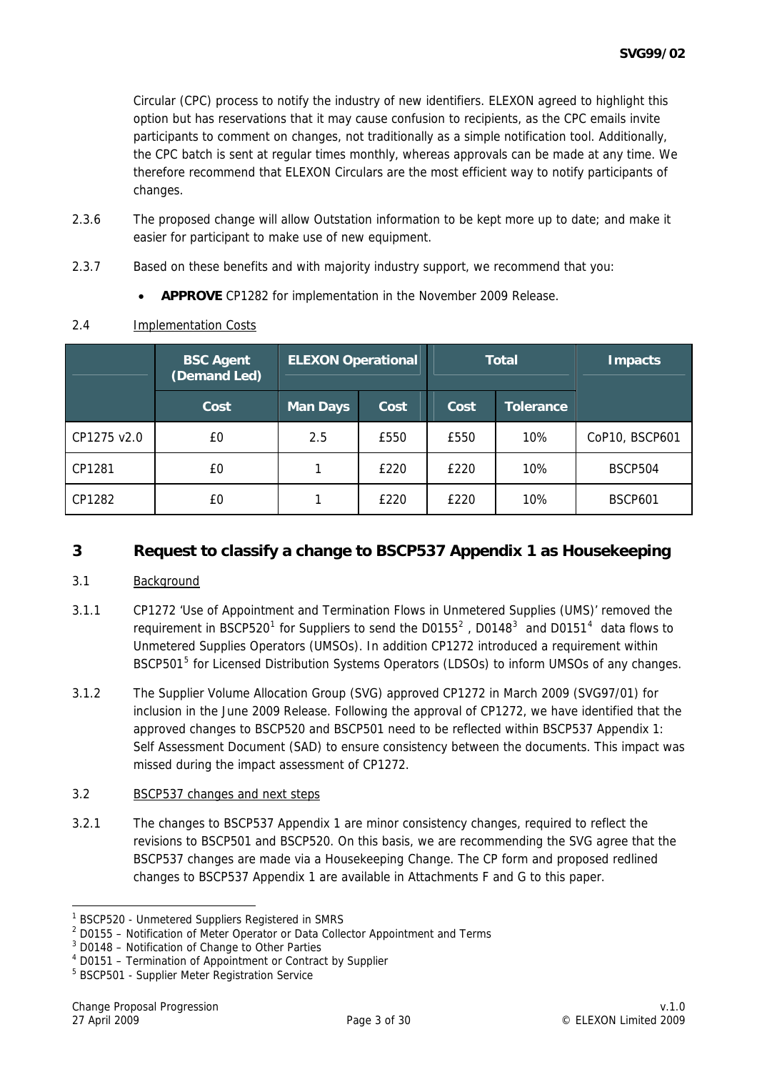Circular (CPC) process to notify the industry of new identifiers. ELEXON agreed to highlight this option but has reservations that it may cause confusion to recipients, as the CPC emails invite participants to comment on changes, not traditionally as a simple notification tool. Additionally, the CPC batch is sent at regular times monthly, whereas approvals can be made at any time. We therefore recommend that ELEXON Circulars are the most efficient way to notify participants of changes.

2.3.6 The proposed change will allow Outstation information to be kept more up to date; and make it easier for participant to make use of new equipment.

2.3.7 Based on these benefits and with majority industry support, we recommend that you:

- **APPROVE** CP1282 for implementation in the November 2009 Release.

2.4 Implementation Costs

| | BSC Agent (Demand Led) | ELEXON Operational | | Total | | Impacts |
|---|---|---|---|---|---|---|
| | Cost | Man Days | Cost | Cost | Tolerance | |
| CP1275 v2.0 | £0 | 2.5 | £550 | £550 | 10% | CoP10, BSCP601 |
| CP1281 | £0 | 1 | £220 | £220 | 10% | BSCP504 |
| CP1282 | £0 | 1 | £220 | £220 | 10% | BSCP601 |

## 3 Request to classify a change to BSCP537 Appendix 1 as Housekeeping

3.1 Background

3.1.1 CP1272 'Use of Appointment and Termination Flows in Unmetered Supplies (UMS)' removed the requirement in BSCP520[1] for Suppliers to send the D0155[2] , D0148[3] and D0151[4] data flows to Unmetered Supplies Operators (UMSOs). In addition CP1272 introduced a requirement within BSCP501[5] for Licensed Distribution Systems Operators (LDSOs) to inform UMSOs of any changes.

3.1.2 The Supplier Volume Allocation Group (SVG) approved CP1272 in March 2009 (SVG97/01) for inclusion in the June 2009 Release. Following the approval of CP1272, we have identified that the approved changes to BSCP520 and BSCP501 need to be reflected within BSCP537 Appendix 1: Self Assessment Document (SAD) to ensure consistency between the documents. This impact was missed during the impact assessment of CP1272.

3.2 BSCP537 changes and next steps

3.2.1 The changes to BSCP537 Appendix 1 are minor consistency changes, required to reflect the revisions to BSCP501 and BSCP520. On this basis, we are recommending the SVG agree that the BSCP537 changes are made via a Housekeeping Change. The CP form and proposed redlined changes to BSCP537 Appendix 1 are available in Attachments F and G to this paper.

[1] BSCP520 - Unmetered Suppliers Registered in SMRS
[2] D0155 – Notification of Meter Operator or Data Collector Appointment and Terms
[3] D0148 – Notification of Change to Other Parties
[4] D0151 – Termination of Appointment or Contract by Supplier
[5] BSCP501 - Supplier Meter Registration Service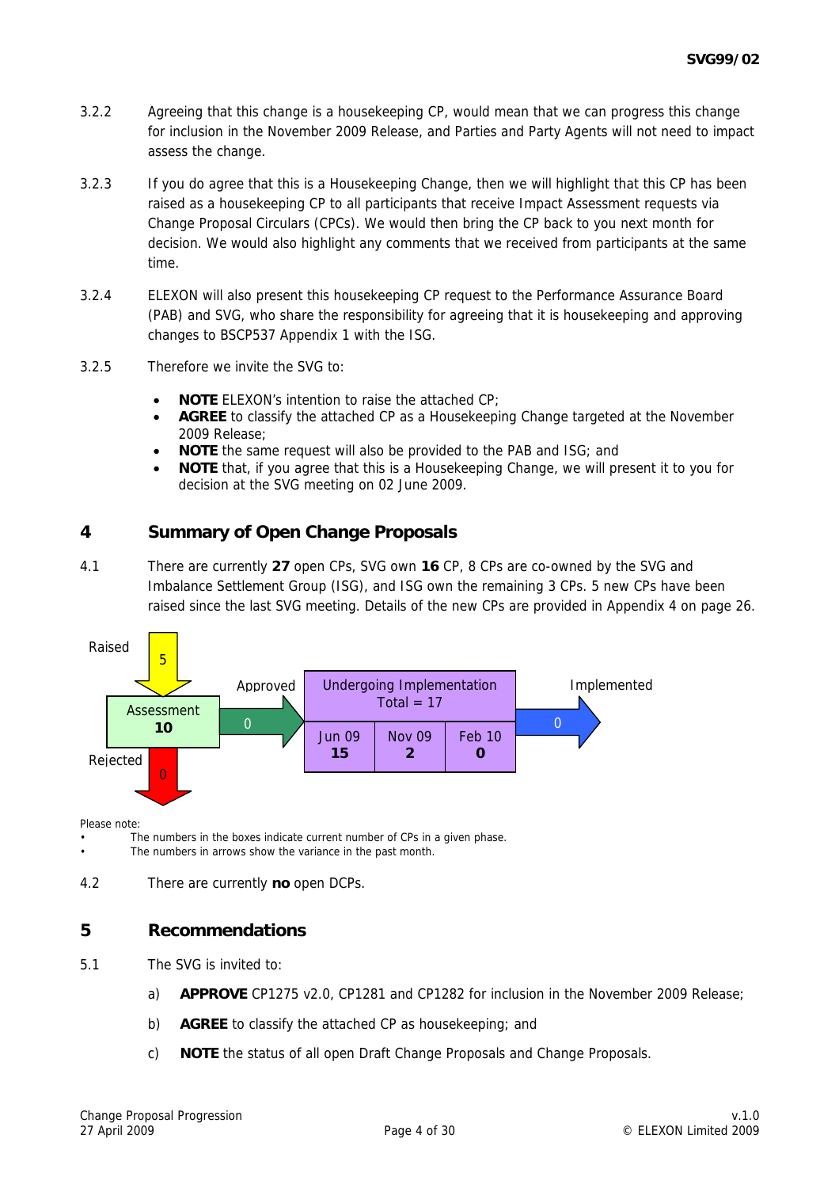3.2.2 Agreeing that this change is a housekeeping CP, would mean that we can progress this change for inclusion in the November 2009 Release, and Parties and Party Agents will not need to impact assess the change.

3.2.3 If you do agree that this is a Housekeeping Change, then we will highlight that this CP has been raised as a housekeeping CP to all participants that receive Impact Assessment requests via Change Proposal Circulars (CPCs). We would then bring the CP back to you next month for decision. We would also highlight any comments that we received from participants at the same time.

3.2.4 ELEXON will also present this housekeeping CP request to the Performance Assurance Board (PAB) and SVG, who share the responsibility for agreeing that it is housekeeping and approving changes to BSCP537 Appendix 1 with the ISG.

3.2.5 Therefore we invite the SVG to:

- **NOTE** ELEXON's intention to raise the attached CP;
- **AGREE** to classify the attached CP as a Housekeeping Change targeted at the November 2009 Release;
- **NOTE** the same request will also be provided to the PAB and ISG; and
- **NOTE** that, if you agree that this is a Housekeeping Change, we will present it to you for decision at the SVG meeting on 02 June 2009.

## 4 Summary of Open Change Proposals

4.1 There are currently **27** open CPs, SVG own **16** CP, 8 CPs are co-owned by the SVG and Imbalance Settlement Group (ISG), and ISG own the remaining 3 CPs. 5 new CPs have been raised since the last SVG meeting. Details of the new CPs are provided in Appendix 4 on page 26.

Raised: 5

Assessment: **10**

Rejected: 0

Approved: 0

| Undergoing Implementation Total = 17 | | |
|---|---|---|
| Jun 09 | Nov 09 | Feb 10 |
| **15** | **2** | **0** |

Implemented: 0

Please note:

- The numbers in the boxes indicate current number of CPs in a given phase.
- The numbers in arrows show the variance in the past month.

4.2 There are currently **no** open DCPs.

## 5 Recommendations

5.1 The SVG is invited to:

a) **APPROVE** CP1275 v2.0, CP1281 and CP1282 for inclusion in the November 2009 Release;

b) **AGREE** to classify the attached CP as housekeeping; and

c) **NOTE** the status of all open Draft Change Proposals and Change Proposals.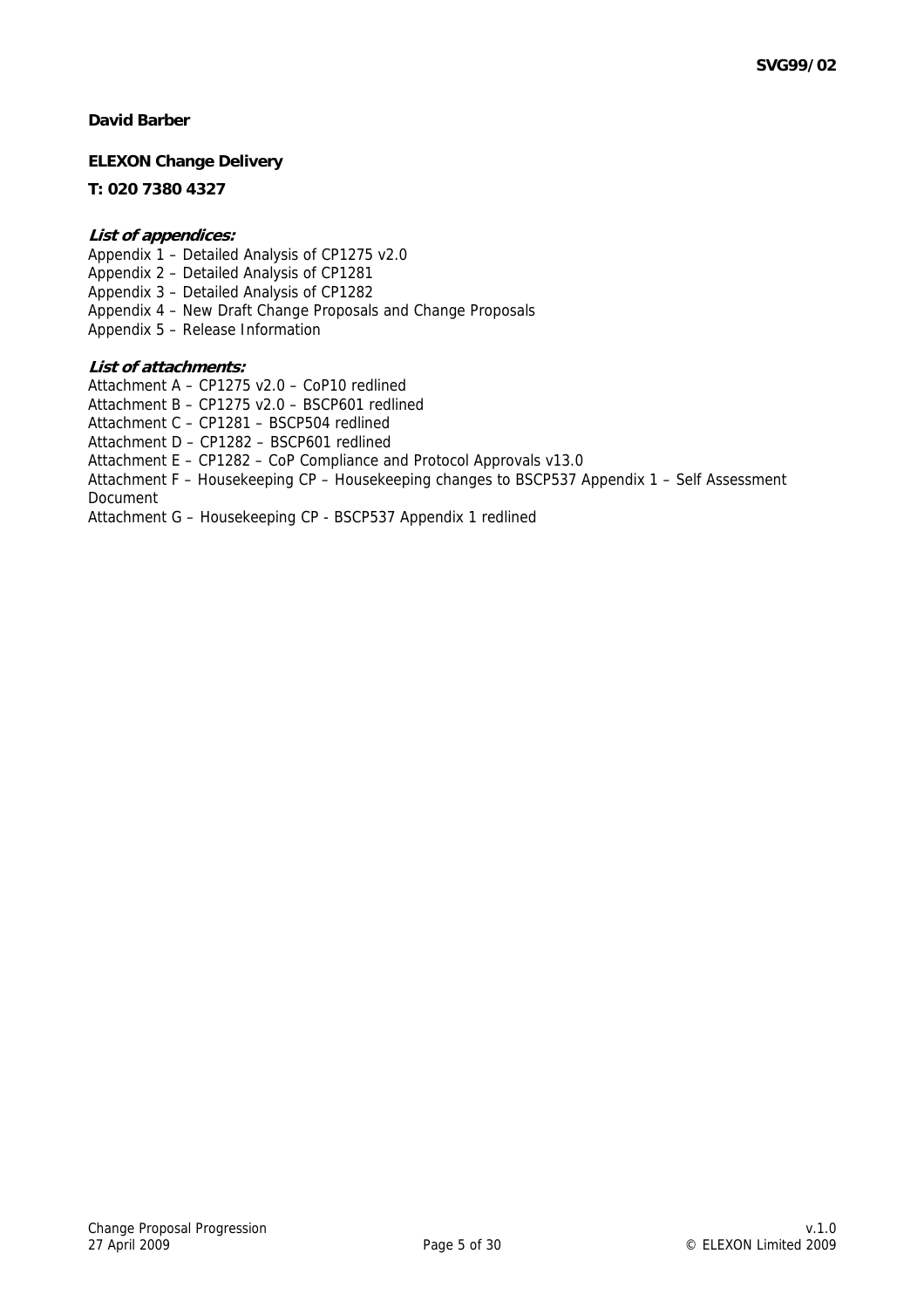**David Barber**

**ELEXON Change Delivery**

**T: 020 7380 4327**

***List of appendices:***

Appendix 1 – Detailed Analysis of CP1275 v2.0
Appendix 2 – Detailed Analysis of CP1281
Appendix 3 – Detailed Analysis of CP1282
Appendix 4 – New Draft Change Proposals and Change Proposals
Appendix 5 – Release Information

***List of attachments:***

Attachment A – CP1275 v2.0 – CoP10 redlined
Attachment B – CP1275 v2.0 – BSCP601 redlined
Attachment C – CP1281 – BSCP504 redlined
Attachment D – CP1282 – BSCP601 redlined
Attachment E – CP1282 – CoP Compliance and Protocol Approvals v13.0
Attachment F – Housekeeping CP – Housekeeping changes to BSCP537 Appendix 1 – Self Assessment Document
Attachment G – Housekeeping CP - BSCP537 Appendix 1 redlined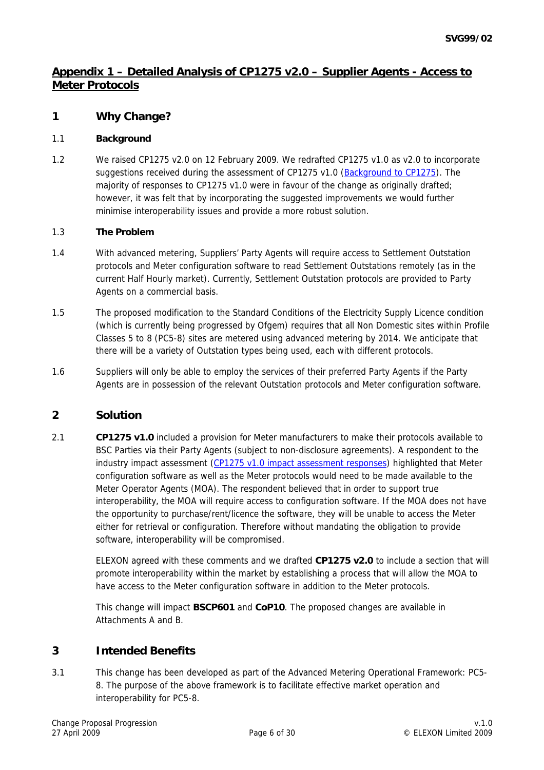## Appendix 1 – Detailed Analysis of CP1275 v2.0 – Supplier Agents - Access to Meter Protocols

## 1 Why Change?

1.1 **Background**

1.2 We raised CP1275 v2.0 on 12 February 2009. We redrafted CP1275 v1.0 as v2.0 to incorporate suggestions received during the assessment of CP1275 v1.0 (Background to CP1275). The majority of responses to CP1275 v1.0 were in favour of the change as originally drafted; however, it was felt that by incorporating the suggested improvements we would further minimise interoperability issues and provide a more robust solution.

1.3 **The Problem**

1.4 With advanced metering, Suppliers' Party Agents will require access to Settlement Outstation protocols and Meter configuration software to read Settlement Outstations remotely (as in the current Half Hourly market). Currently, Settlement Outstation protocols are provided to Party Agents on a commercial basis.

1.5 The proposed modification to the Standard Conditions of the Electricity Supply Licence condition (which is currently being progressed by Ofgem) requires that all Non Domestic sites within Profile Classes 5 to 8 (PC5-8) sites are metered using advanced metering by 2014. We anticipate that there will be a variety of Outstation types being used, each with different protocols.

1.6 Suppliers will only be able to employ the services of their preferred Party Agents if the Party Agents are in possession of the relevant Outstation protocols and Meter configuration software.

## 2 Solution

2.1 **CP1275 v1.0** included a provision for Meter manufacturers to make their protocols available to BSC Parties via their Party Agents (subject to non-disclosure agreements). A respondent to the industry impact assessment (CP1275 v1.0 impact assessment responses) highlighted that Meter configuration software as well as the Meter protocols would need to be made available to the Meter Operator Agents (MOA). The respondent believed that in order to support true interoperability, the MOA will require access to configuration software. If the MOA does not have the opportunity to purchase/rent/licence the software, they will be unable to access the Meter either for retrieval or configuration. Therefore without mandating the obligation to provide software, interoperability will be compromised.

ELEXON agreed with these comments and we drafted **CP1275 v2.0** to include a section that will promote interoperability within the market by establishing a process that will allow the MOA to have access to the Meter configuration software in addition to the Meter protocols.

This change will impact **BSCP601** and **CoP10**. The proposed changes are available in Attachments A and B.

## 3 Intended Benefits

3.1 This change has been developed as part of the Advanced Metering Operational Framework: PC5-8. The purpose of the above framework is to facilitate effective market operation and interoperability for PC5-8.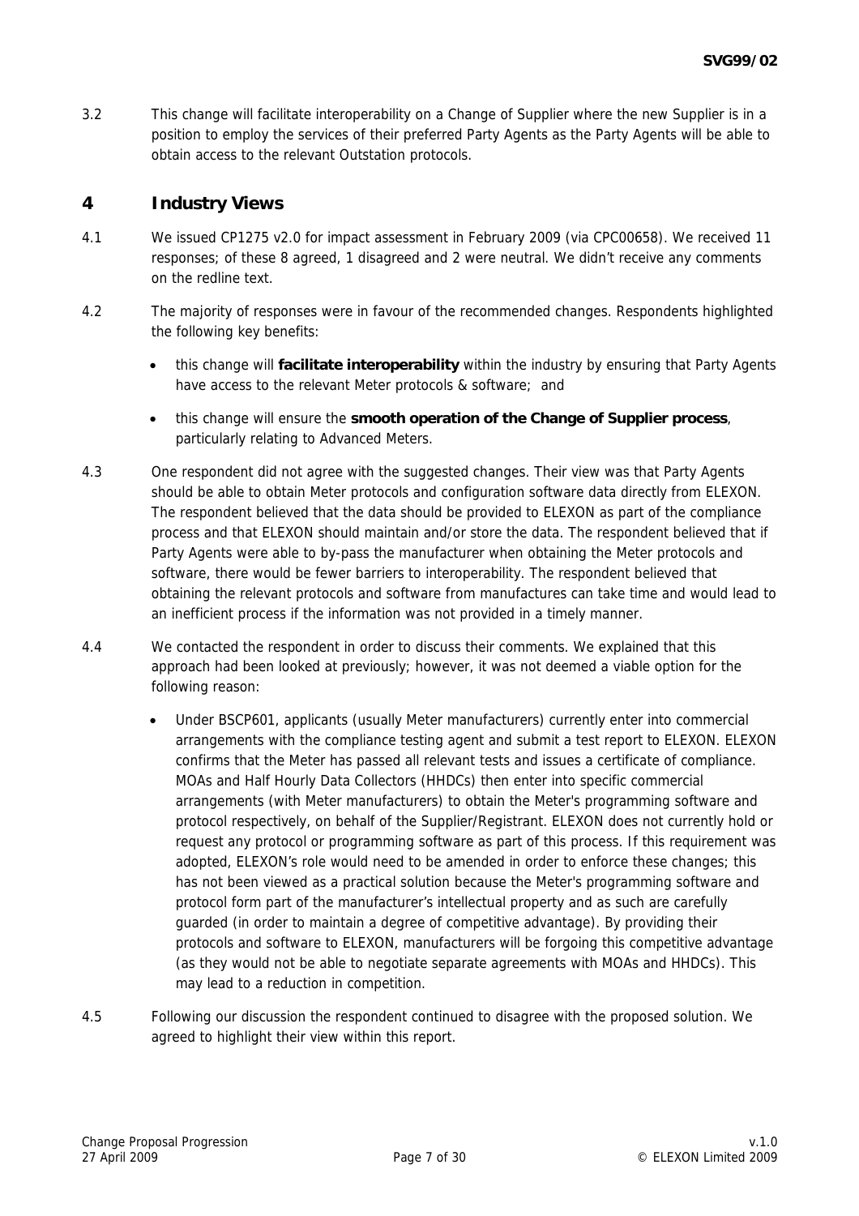3.2 This change will facilitate interoperability on a Change of Supplier where the new Supplier is in a position to employ the services of their preferred Party Agents as the Party Agents will be able to obtain access to the relevant Outstation protocols.

## 4 Industry Views

4.1 We issued CP1275 v2.0 for impact assessment in February 2009 (via CPC00658). We received 11 responses; of these 8 agreed, 1 disagreed and 2 were neutral. We didn't receive any comments on the redline text.

4.2 The majority of responses were in favour of the recommended changes. Respondents highlighted the following key benefits:

- this change will **facilitate interoperability** within the industry by ensuring that Party Agents have access to the relevant Meter protocols & software; and
- this change will ensure the **smooth operation of the Change of Supplier process**, particularly relating to Advanced Meters.

4.3 One respondent did not agree with the suggested changes. Their view was that Party Agents should be able to obtain Meter protocols and configuration software data directly from ELEXON. The respondent believed that the data should be provided to ELEXON as part of the compliance process and that ELEXON should maintain and/or store the data. The respondent believed that if Party Agents were able to by-pass the manufacturer when obtaining the Meter protocols and software, there would be fewer barriers to interoperability. The respondent believed that obtaining the relevant protocols and software from manufactures can take time and would lead to an inefficient process if the information was not provided in a timely manner.

4.4 We contacted the respondent in order to discuss their comments. We explained that this approach had been looked at previously; however, it was not deemed a viable option for the following reason:

- Under BSCP601, applicants (usually Meter manufacturers) currently enter into commercial arrangements with the compliance testing agent and submit a test report to ELEXON. ELEXON confirms that the Meter has passed all relevant tests and issues a certificate of compliance. MOAs and Half Hourly Data Collectors (HHDCs) then enter into specific commercial arrangements (with Meter manufacturers) to obtain the Meter's programming software and protocol respectively, on behalf of the Supplier/Registrant. ELEXON does not currently hold or request any protocol or programming software as part of this process. If this requirement was adopted, ELEXON's role would need to be amended in order to enforce these changes; this has not been viewed as a practical solution because the Meter's programming software and protocol form part of the manufacturer's intellectual property and as such are carefully guarded (in order to maintain a degree of competitive advantage). By providing their protocols and software to ELEXON, manufacturers will be forgoing this competitive advantage (as they would not be able to negotiate separate agreements with MOAs and HHDCs). This may lead to a reduction in competition.

4.5 Following our discussion the respondent continued to disagree with the proposed solution. We agreed to highlight their view within this report.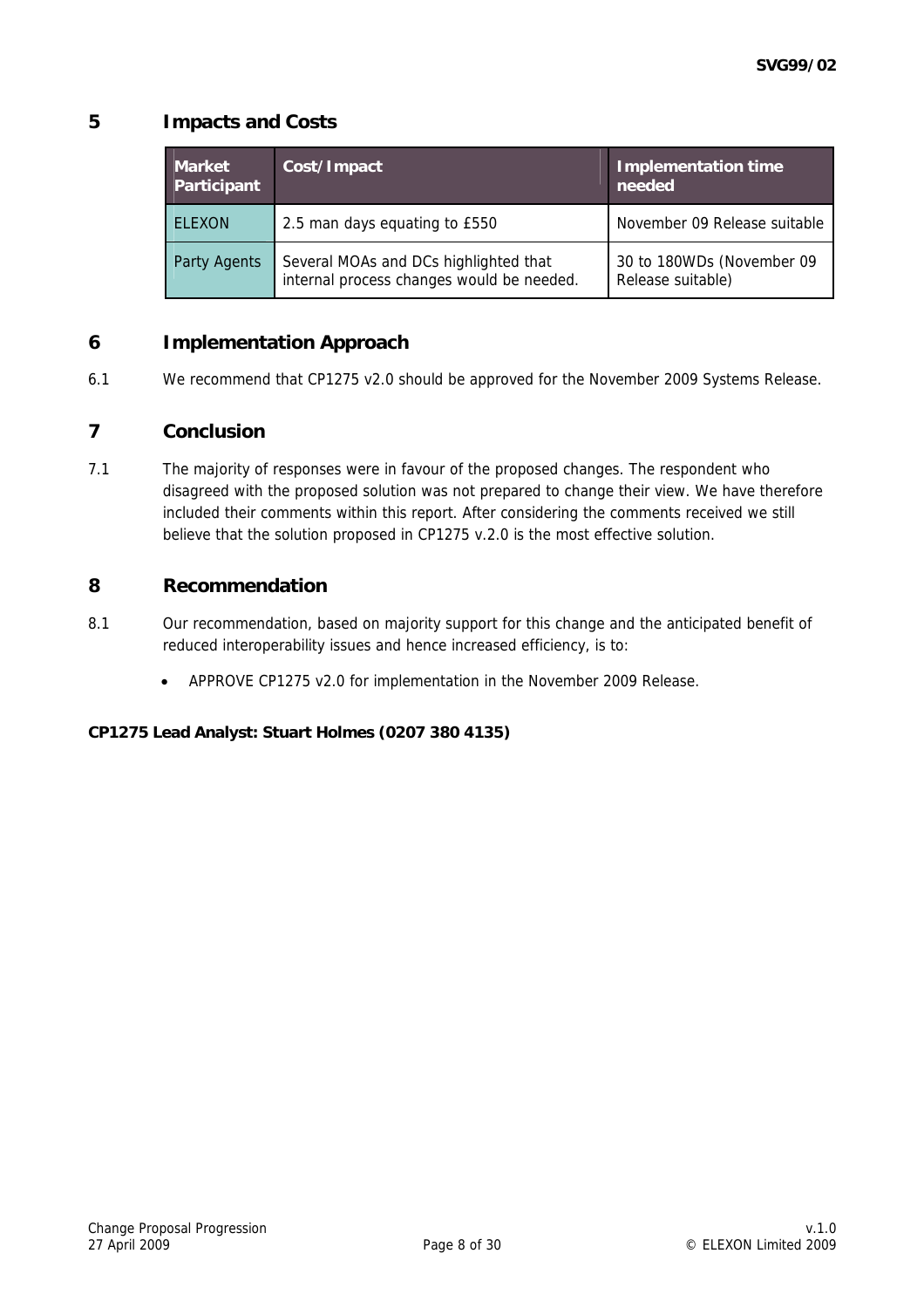## 5 Impacts and Costs

| Market Participant | Cost/Impact | Implementation time needed |
|---|---|---|
| ELEXON | 2.5 man days equating to £550 | November 09 Release suitable |
| Party Agents | Several MOAs and DCs highlighted that internal process changes would be needed. | 30 to 180WDs (November 09 Release suitable) |

## 6 Implementation Approach

6.1 We recommend that CP1275 v2.0 should be approved for the November 2009 Systems Release.

## 7 Conclusion

7.1 The majority of responses were in favour of the proposed changes. The respondent who disagreed with the proposed solution was not prepared to change their view. We have therefore included their comments within this report. After considering the comments received we still believe that the solution proposed in CP1275 v.2.0 is the most effective solution.

## 8 Recommendation

8.1 Our recommendation, based on majority support for this change and the anticipated benefit of reduced interoperability issues and hence increased efficiency, is to:

- APPROVE CP1275 v2.0 for implementation in the November 2009 Release.

**CP1275 Lead Analyst: Stuart Holmes (0207 380 4135)**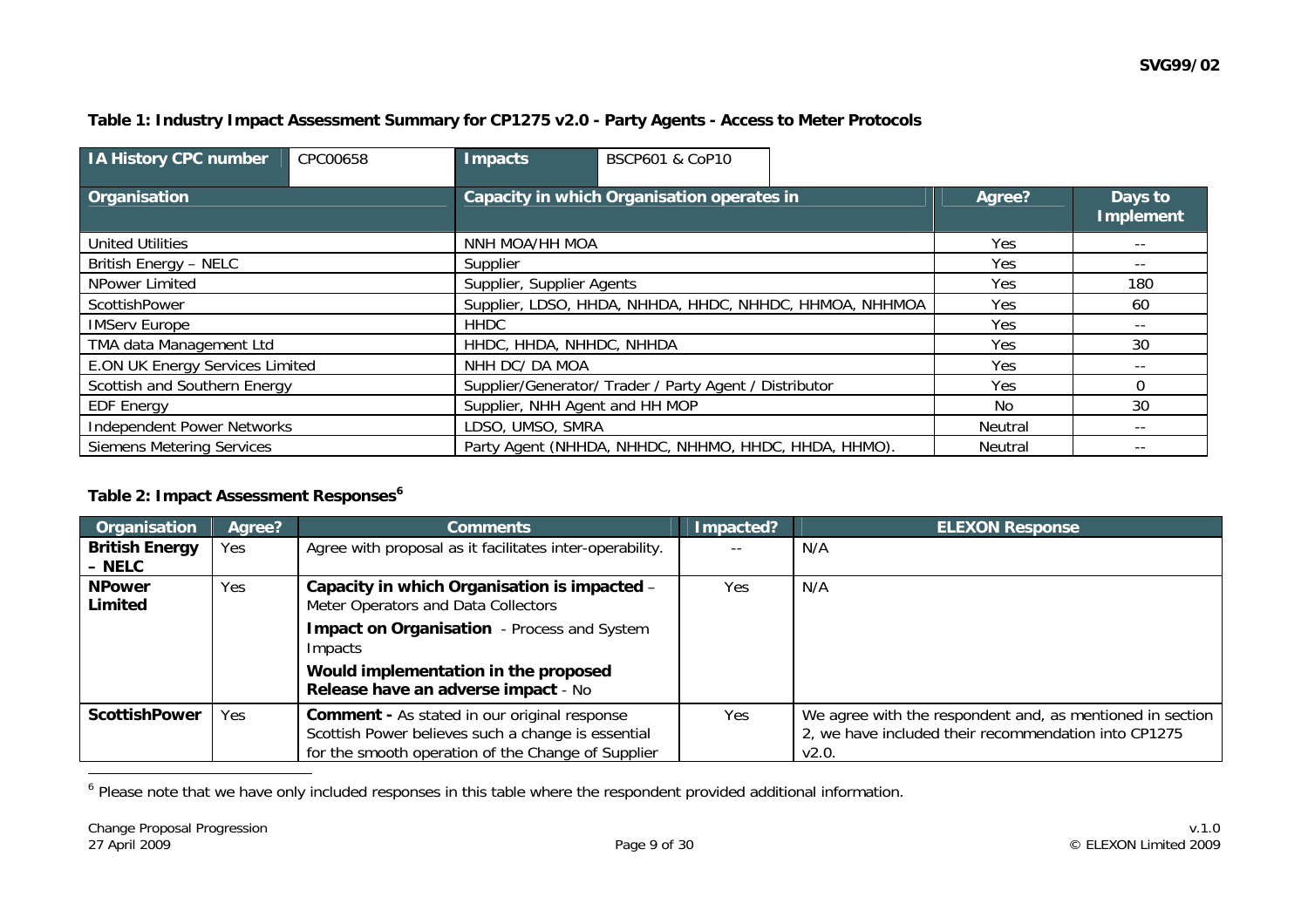**Table 1: Industry Impact Assessment Summary for CP1275 v2.0 - Party Agents - Access to Meter Protocols**

| IA History CPC number | CPC00658 | Impacts | BSCP601 & CoP10 |
| --- | --- | --- | --- |

| Organisation | Capacity in which Organisation operates in | Agree? | Days to Implement |
| --- | --- | --- | --- |
| United Utilities | NNH MOA/HH MOA | Yes | -- |
| British Energy – NELC | Supplier | Yes | -- |
| NPower Limited | Supplier, Supplier Agents | Yes | 180 |
| ScottishPower | Supplier, LDSO, HHDA, NHHDA, HHDC, NHHDC, HHMOA, NHHMOA | Yes | 60 |
| IMServ Europe | HHDC | Yes | -- |
| TMA data Management Ltd | HHDC, HHDA, NHHDC, NHHDA | Yes | 30 |
| E.ON UK Energy Services Limited | NHH DC/ DA MOA | Yes | -- |
| Scottish and Southern Energy | Supplier/Generator/ Trader / Party Agent / Distributor | Yes | 0 |
| EDF Energy | Supplier, NHH Agent and HH MOP | No | 30 |
| Independent Power Networks | LDSO, UMSO, SMRA | Neutral | -- |
| Siemens Metering Services | Party Agent (NHHDA, NHHDC, NHHMO, HHDC, HHDA, HHMO). | Neutral | -- |

**Table 2: Impact Assessment Responses[6]**

| Organisation | Agree? | Comments | Impacted? | ELEXON Response |
| --- | --- | --- | --- | --- |
| **British Energy – NELC** | Yes | Agree with proposal as it facilitates inter-operability. | -- | N/A |
| **NPower Limited** | Yes | **Capacity in which Organisation is impacted** – Meter Operators and Data Collectors<br>**Impact on Organisation** - Process and System Impacts<br>**Would implementation in the proposed Release have an adverse impact** - No | Yes | N/A |
| **ScottishPower** | Yes | **Comment -** As stated in our original response Scottish Power believes such a change is essential for the smooth operation of the Change of Supplier | Yes | We agree with the respondent and, as mentioned in section 2, we have included their recommendation into CP1275 v2.0. |

[6] Please note that we have only included responses in this table where the respondent provided additional information.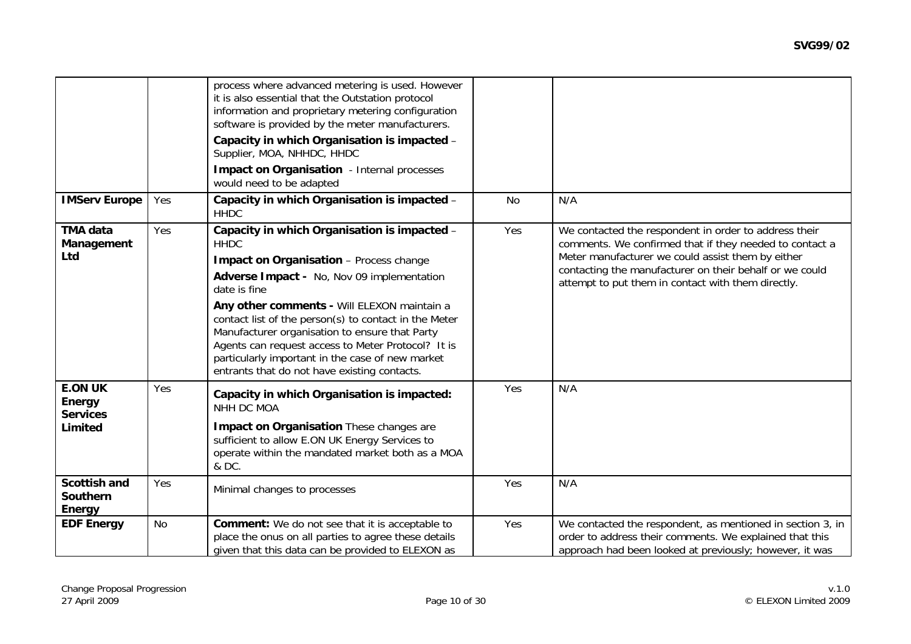| | | | | |
|---|---|---|---|---|
| | | process where advanced metering is used. However it is also essential that the Outstation protocol information and proprietary metering configuration software is provided by the meter manufacturers.<br>**Capacity in which Organisation is impacted** – Supplier, MOA, NHHDC, HHDC<br>**Impact on Organisation** - Internal processes would need to be adapted | | |
| **IMServ Europe** | Yes | **Capacity in which Organisation is impacted** – HHDC | No | N/A |
| **TMA data Management Ltd** | Yes | **Capacity in which Organisation is impacted** – HHDC<br>**Impact on Organisation** – Process change<br>**Adverse Impact -** No, Nov 09 implementation date is fine<br>**Any other comments -** Will ELEXON maintain a contact list of the person(s) to contact in the Meter Manufacturer organisation to ensure that Party Agents can request access to Meter Protocol? It is particularly important in the case of new market entrants that do not have existing contacts. | Yes | We contacted the respondent in order to address their comments. We confirmed that if they needed to contact a Meter manufacturer we could assist them by either contacting the manufacturer on their behalf or we could attempt to put them in contact with them directly. |
| **E.ON UK Energy Services Limited** | Yes | **Capacity in which Organisation is impacted:** NHH DC MOA<br>**Impact on Organisation** These changes are sufficient to allow E.ON UK Energy Services to operate within the mandated market both as a MOA & DC. | Yes | N/A |
| **Scottish and Southern Energy** | Yes | Minimal changes to processes | Yes | N/A |
| **EDF Energy** | No | **Comment:** We do not see that it is acceptable to place the onus on all parties to agree these details given that this data can be provided to ELEXON as | Yes | We contacted the respondent, as mentioned in section 3, in order to address their comments. We explained that this approach had been looked at previously; however, it was |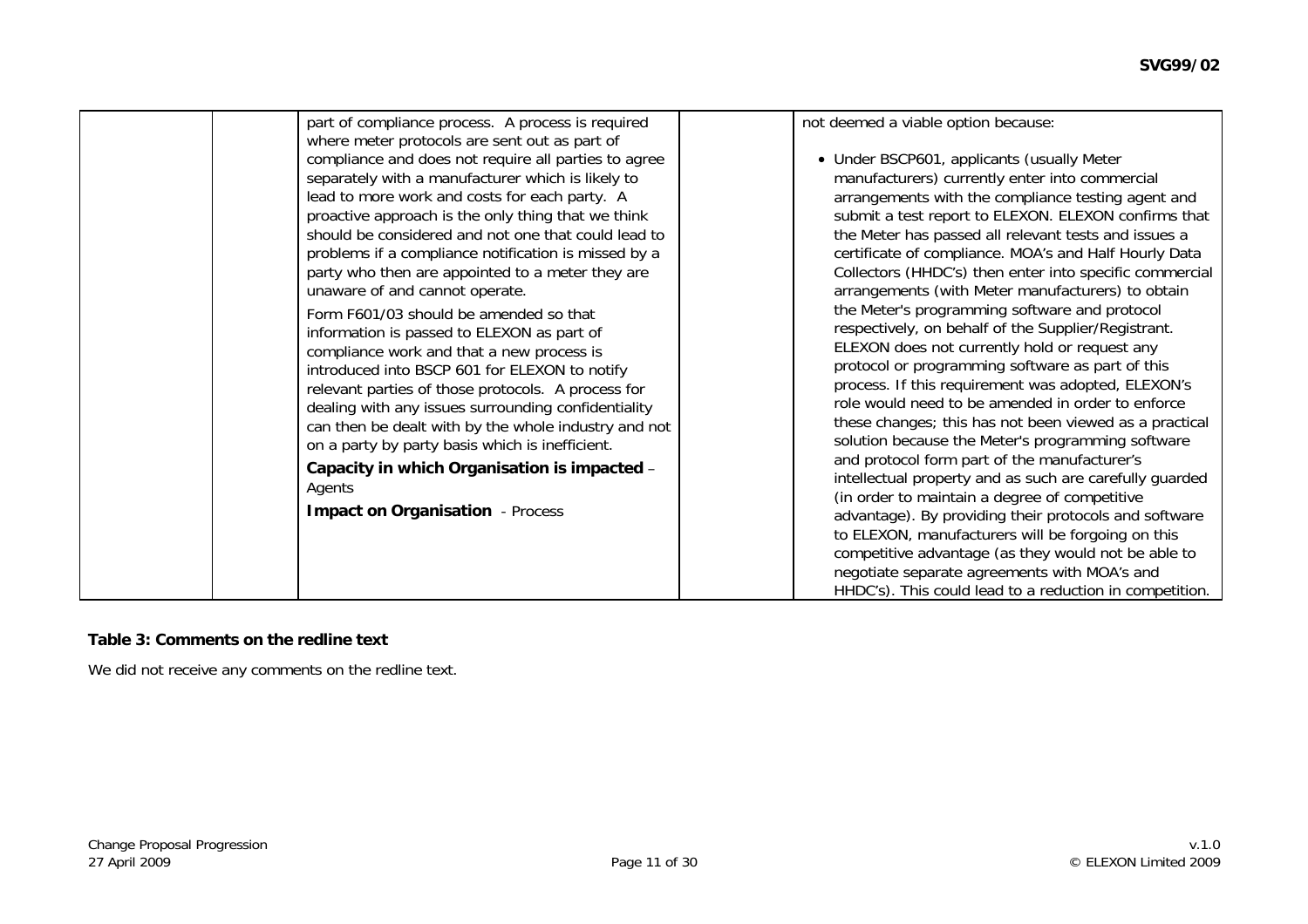| | | part of compliance process. A process is required where meter protocols are sent out as part of compliance and does not require all parties to agree separately with a manufacturer which is likely to lead to more work and costs for each party. A proactive approach is the only thing that we think should be considered and not one that could lead to problems if a compliance notification is missed by a party who then are appointed to a meter they are unaware of and cannot operate.<br><br>Form F601/03 should be amended so that information is passed to ELEXON as part of compliance work and that a new process is introduced into BSCP 601 for ELEXON to notify relevant parties of those protocols. A process for dealing with any issues surrounding confidentiality can then be dealt with by the whole industry and not on a party by party basis which is inefficient.<br><br>**Capacity in which Organisation is impacted** – Agents<br><br>**Impact on Organisation** - Process | | not deemed a viable option because:<br><br>• Under BSCP601, applicants (usually Meter manufacturers) currently enter into commercial arrangements with the compliance testing agent and submit a test report to ELEXON. ELEXON confirms that the Meter has passed all relevant tests and issues a certificate of compliance. MOA's and Half Hourly Data Collectors (HHDC's) then enter into specific commercial arrangements (with Meter manufacturers) to obtain the Meter's programming software and protocol respectively, on behalf of the Supplier/Registrant. ELEXON does not currently hold or request any protocol or programming software as part of this process. If this requirement was adopted, ELEXON's role would need to be amended in order to enforce these changes; this has not been viewed as a practical solution because the Meter's programming software and protocol form part of the manufacturer's intellectual property and as such are carefully guarded (in order to maintain a degree of competitive advantage). By providing their protocols and software to ELEXON, manufacturers will be forgoing on this competitive advantage (as they would not be able to negotiate separate agreements with MOA's and HHDC's). This could lead to a reduction in competition. |
|---|---|---|---|---|

**Table 3: Comments on the redline text**

We did not receive any comments on the redline text.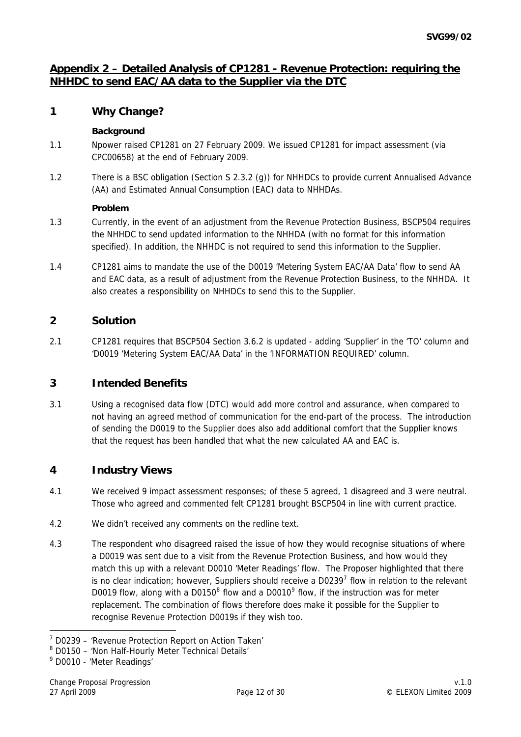## Appendix 2 – Detailed Analysis of CP1281 - Revenue Protection: requiring the NHHDC to send EAC/AA data to the Supplier via the DTC

### 1 Why Change?

**Background**

1.1 Npower raised CP1281 on 27 February 2009. We issued CP1281 for impact assessment (via CPC00658) at the end of February 2009.

1.2 There is a BSC obligation (Section S 2.3.2 (g)) for NHHDCs to provide current Annualised Advance (AA) and Estimated Annual Consumption (EAC) data to NHHDAs.

**Problem**

1.3 Currently, in the event of an adjustment from the Revenue Protection Business, BSCP504 requires the NHHDC to send updated information to the NHHDA (with no format for this information specified). In addition, the NHHDC is not required to send this information to the Supplier.

1.4 CP1281 aims to mandate the use of the D0019 'Metering System EAC/AA Data' flow to send AA and EAC data, as a result of adjustment from the Revenue Protection Business, to the NHHDA. It also creates a responsibility on NHHDCs to send this to the Supplier.

### 2 Solution

2.1 CP1281 requires that BSCP504 Section 3.6.2 is updated - adding 'Supplier' in the 'TO' column and 'D0019 'Metering System EAC/AA Data' in the 'INFORMATION REQUIRED' column.

### 3 Intended Benefits

3.1 Using a recognised data flow (DTC) would add more control and assurance, when compared to not having an agreed method of communication for the end-part of the process. The introduction of sending the D0019 to the Supplier does also add additional comfort that the Supplier knows that the request has been handled that what the new calculated AA and EAC is.

### 4 Industry Views

4.1 We received 9 impact assessment responses; of these 5 agreed, 1 disagreed and 3 were neutral. Those who agreed and commented felt CP1281 brought BSCP504 in line with current practice.

4.2 We didn't received any comments on the redline text.

4.3 The respondent who disagreed raised the issue of how they would recognise situations of where a D0019 was sent due to a visit from the Revenue Protection Business, and how would they match this up with a relevant D0010 'Meter Readings' flow. The Proposer highlighted that there is no clear indication; however, Suppliers should receive a D0239[7] flow in relation to the relevant D0019 flow, along with a D0150[8] flow and a D0010[9] flow, if the instruction was for meter replacement. The combination of flows therefore does make it possible for the Supplier to recognise Revenue Protection D0019s if they wish too.

---

[7] D0239 – 'Revenue Protection Report on Action Taken'

[8] D0150 – 'Non Half-Hourly Meter Technical Details'

[9] D0010 - 'Meter Readings'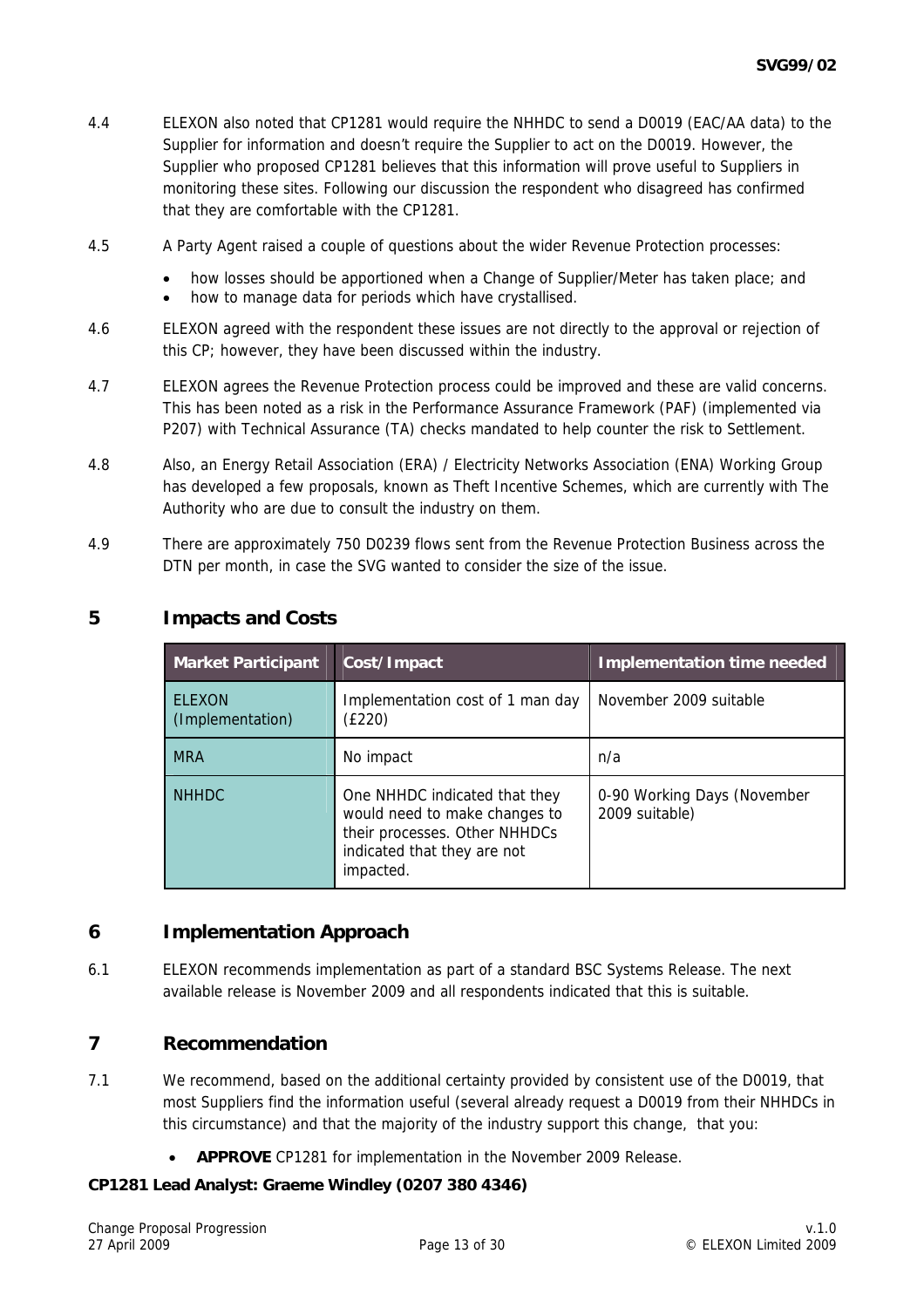4.4 ELEXON also noted that CP1281 would require the NHHDC to send a D0019 (EAC/AA data) to the Supplier for information and doesn't require the Supplier to act on the D0019. However, the Supplier who proposed CP1281 believes that this information will prove useful to Suppliers in monitoring these sites. Following our discussion the respondent who disagreed has confirmed that they are comfortable with the CP1281.

4.5 A Party Agent raised a couple of questions about the wider Revenue Protection processes:

- how losses should be apportioned when a Change of Supplier/Meter has taken place; and
- how to manage data for periods which have crystallised.

4.6 ELEXON agreed with the respondent these issues are not directly to the approval or rejection of this CP; however, they have been discussed within the industry.

4.7 ELEXON agrees the Revenue Protection process could be improved and these are valid concerns. This has been noted as a risk in the Performance Assurance Framework (PAF) (implemented via P207) with Technical Assurance (TA) checks mandated to help counter the risk to Settlement.

4.8 Also, an Energy Retail Association (ERA) / Electricity Networks Association (ENA) Working Group has developed a few proposals, known as Theft Incentive Schemes, which are currently with The Authority who are due to consult the industry on them.

4.9 There are approximately 750 D0239 flows sent from the Revenue Protection Business across the DTN per month, in case the SVG wanted to consider the size of the issue.

## 5 Impacts and Costs

| Market Participant | Cost/Impact | Implementation time needed |
|---|---|---|
| ELEXON (Implementation) | Implementation cost of 1 man day (£220) | November 2009 suitable |
| MRA | No impact | n/a |
| NHHDC | One NHHDC indicated that they would need to make changes to their processes. Other NHHDCs indicated that they are not impacted. | 0-90 Working Days (November 2009 suitable) |

## 6 Implementation Approach

6.1 ELEXON recommends implementation as part of a standard BSC Systems Release. The next available release is November 2009 and all respondents indicated that this is suitable.

## 7 Recommendation

7.1 We recommend, based on the additional certainty provided by consistent use of the D0019, that most Suppliers find the information useful (several already request a D0019 from their NHHDCs in this circumstance) and that the majority of the industry support this change, that you:

- **APPROVE** CP1281 for implementation in the November 2009 Release.

**CP1281 Lead Analyst: Graeme Windley (0207 380 4346)**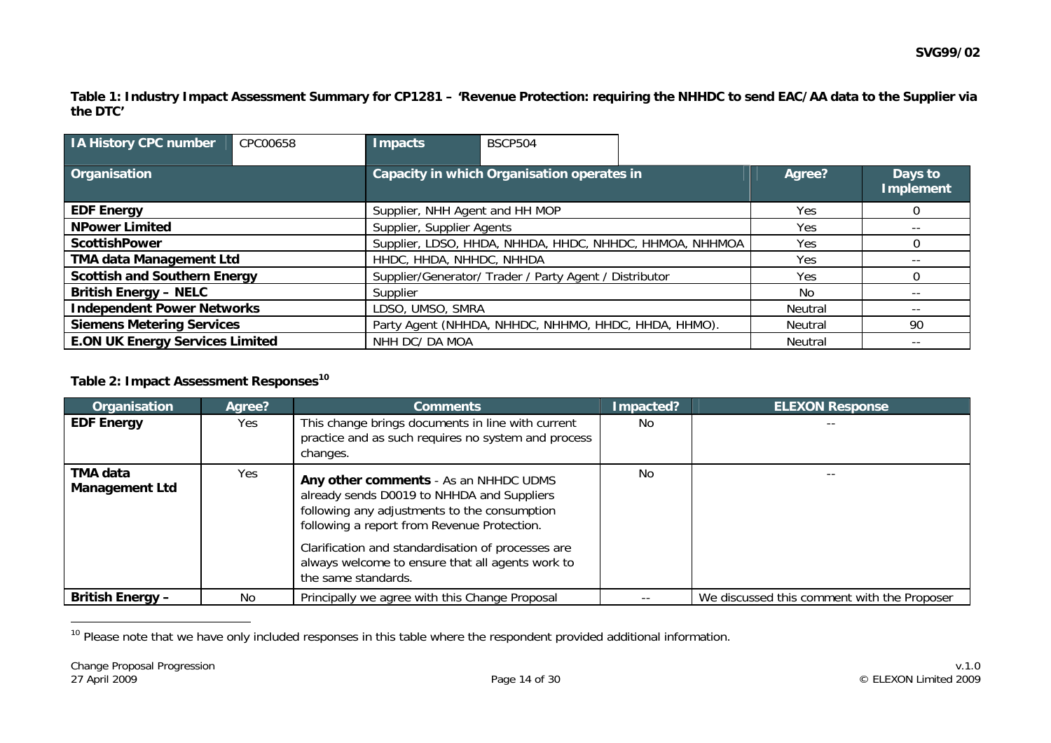**Table 1: Industry Impact Assessment Summary for CP1281 – 'Revenue Protection: requiring the NHHDC to send EAC/AA data to the Supplier via the DTC'**

| IA History CPC number | CPC00658 | Impacts | BSCP504 |
|---|---|---|---|

| Organisation | Capacity in which Organisation operates in | Agree? | Days to Implement |
|---|---|---|---|
| **EDF Energy** | Supplier, NHH Agent and HH MOP | Yes | 0 |
| **NPower Limited** | Supplier, Supplier Agents | Yes | -- |
| **ScottishPower** | Supplier, LDSO, HHDA, NHHDA, HHDC, NHHDC, HHMOA, NHHMOA | Yes | 0 |
| **TMA data Management Ltd** | HHDC, HHDA, NHHDC, NHHDA | Yes | -- |
| **Scottish and Southern Energy** | Supplier/Generator/ Trader / Party Agent / Distributor | Yes | 0 |
| **British Energy – NELC** | Supplier | No | -- |
| **Independent Power Networks** | LDSO, UMSO, SMRA | Neutral | -- |
| **Siemens Metering Services** | Party Agent (NHHDA, NHHDC, NHHMO, HHDC, HHDA, HHMO). | Neutral | 90 |
| **E.ON UK Energy Services Limited** | NHH DC/ DA MOA | Neutral | -- |

**Table 2: Impact Assessment Responses[10]**

| Organisation | Agree? | Comments | Impacted? | ELEXON Response |
|---|---|---|---|---|
| **EDF Energy** | Yes | This change brings documents in line with current practice and as such requires no system and process changes. | No | -- |
| **TMA data Management Ltd** | Yes | **Any other comments** - As an NHHDC UDMS already sends D0019 to NHHDA and Suppliers following any adjustments to the consumption following a report from Revenue Protection.<br><br>Clarification and standardisation of processes are always welcome to ensure that all agents work to the same standards. | No | -- |
| **British Energy –** | No | Principally we agree with this Change Proposal | -- | We discussed this comment with the Proposer |

[10] Please note that we have only included responses in this table where the respondent provided additional information.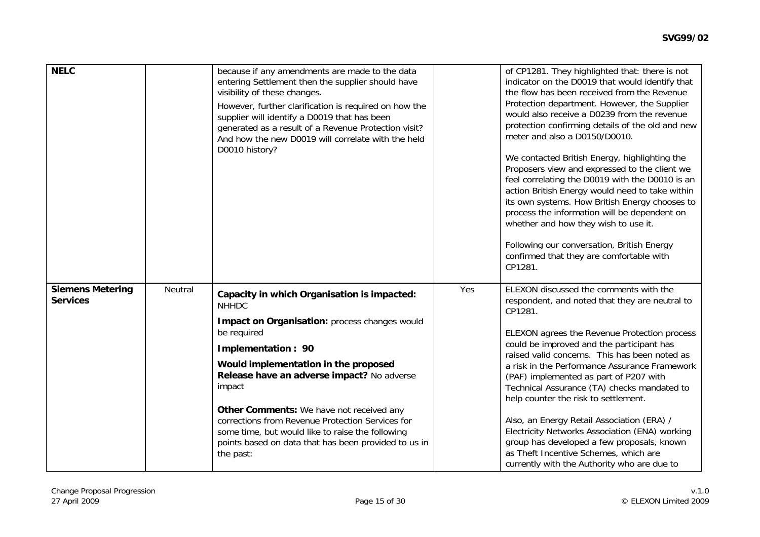| | | | | |
|---|---|---|---|---|
| **NELC** | | because if any amendments are made to the data entering Settlement then the supplier should have visibility of these changes.<br><br>However, further clarification is required on how the supplier will identify a D0019 that has been generated as a result of a Revenue Protection visit? And how the new D0019 will correlate with the held D0010 history? | | of CP1281. They highlighted that: there is not indicator on the D0019 that would identify that the flow has been received from the Revenue Protection department. However, the Supplier would also receive a D0239 from the revenue protection confirming details of the old and new meter and also a D0150/D0010.<br><br>We contacted British Energy, highlighting the Proposers view and expressed to the client we feel correlating the D0019 with the D0010 is an action British Energy would need to take within its own systems. How British Energy chooses to process the information will be dependent on whether and how they wish to use it.<br><br>Following our conversation, British Energy confirmed that they are comfortable with CP1281. |
| **Siemens Metering Services** | Neutral | **Capacity in which Organisation is impacted:** NHHDC<br><br>**Impact on Organisation:** process changes would be required<br><br>**Implementation : 90**<br><br>**Would implementation in the proposed Release have an adverse impact?** No adverse impact<br><br>**Other Comments:** We have not received any corrections from Revenue Protection Services for some time, but would like to raise the following points based on data that has been provided to us in the past: | Yes | ELEXON discussed the comments with the respondent, and noted that they are neutral to CP1281.<br><br>ELEXON agrees the Revenue Protection process could be improved and the participant has raised valid concerns. This has been noted as a risk in the Performance Assurance Framework (PAF) implemented as part of P207 with Technical Assurance (TA) checks mandated to help counter the risk to settlement.<br><br>Also, an Energy Retail Association (ERA) / Electricity Networks Association (ENA) working group has developed a few proposals, known as Theft Incentive Schemes, which are currently with the Authority who are due to |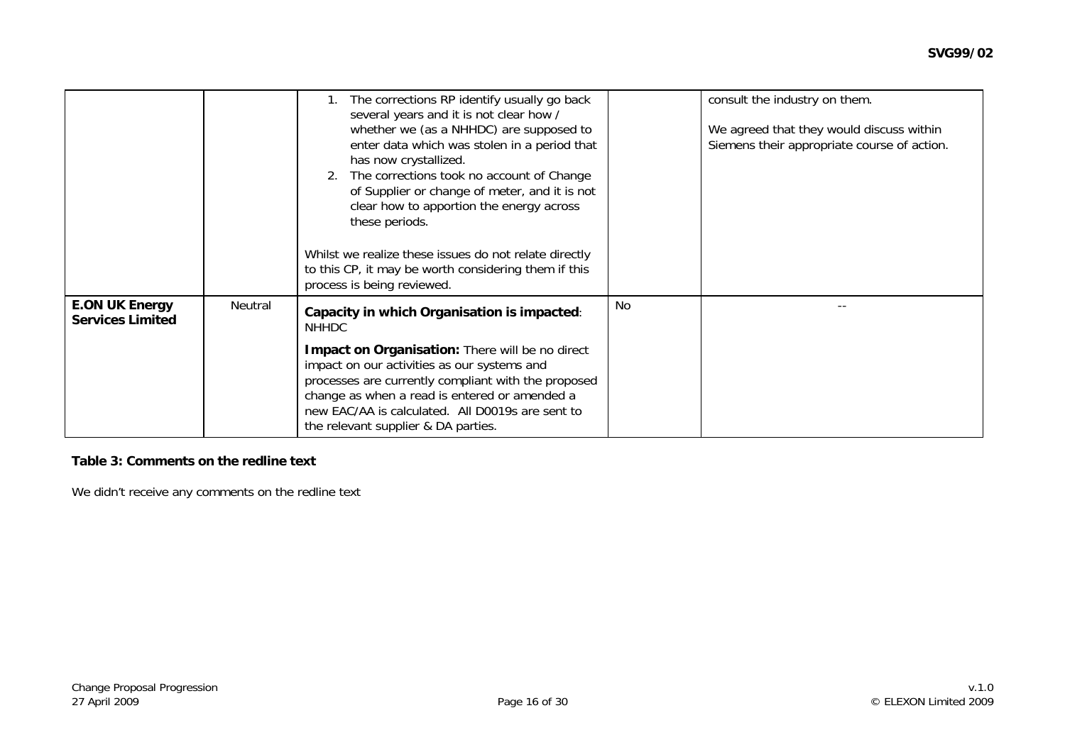| | | | | |
|---|---|---|---|---|
| | | 1. The corrections RP identify usually go back several years and it is not clear how / whether we (as a NHHDC) are supposed to enter data which was stolen in a period that has now crystallized.<br>2. The corrections took no account of Change of Supplier or change of meter, and it is not clear how to apportion the energy across these periods.<br><br>Whilst we realize these issues do not relate directly to this CP, it may be worth considering them if this process is being reviewed. | | consult the industry on them.<br><br>We agreed that they would discuss within Siemens their appropriate course of action. |
| **E.ON UK Energy Services Limited** | Neutral | **Capacity in which Organisation is impacted**: NHHDC<br><br>**Impact on Organisation:** There will be no direct impact on our activities as our systems and processes are currently compliant with the proposed change as when a read is entered or amended a new EAC/AA is calculated. All D0019s are sent to the relevant supplier & DA parties. | No | -- |

**Table 3: Comments on the redline text**

We didn't receive any comments on the redline text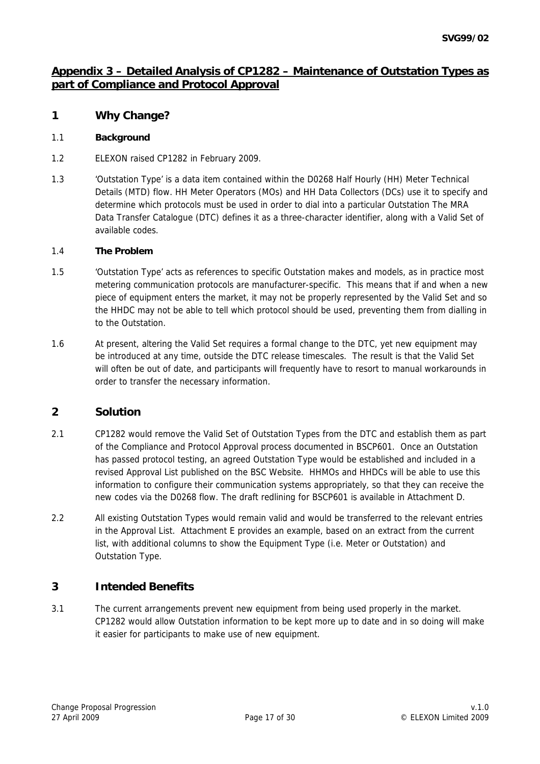## Appendix 3 – Detailed Analysis of CP1282 – Maintenance of Outstation Types as part of Compliance and Protocol Approval

## 1 Why Change?

### 1.1 Background

1.2 ELEXON raised CP1282 in February 2009.

1.3 'Outstation Type' is a data item contained within the D0268 Half Hourly (HH) Meter Technical Details (MTD) flow. HH Meter Operators (MOs) and HH Data Collectors (DCs) use it to specify and determine which protocols must be used in order to dial into a particular Outstation The MRA Data Transfer Catalogue (DTC) defines it as a three-character identifier, along with a Valid Set of available codes.

### 1.4 The Problem

1.5 'Outstation Type' acts as references to specific Outstation makes and models, as in practice most metering communication protocols are manufacturer-specific. This means that if and when a new piece of equipment enters the market, it may not be properly represented by the Valid Set and so the HHDC may not be able to tell which protocol should be used, preventing them from dialling in to the Outstation.

1.6 At present, altering the Valid Set requires a formal change to the DTC, yet new equipment may be introduced at any time, outside the DTC release timescales. The result is that the Valid Set will often be out of date, and participants will frequently have to resort to manual workarounds in order to transfer the necessary information.

## 2 Solution

2.1 CP1282 would remove the Valid Set of Outstation Types from the DTC and establish them as part of the Compliance and Protocol Approval process documented in BSCP601. Once an Outstation has passed protocol testing, an agreed Outstation Type would be established and included in a revised Approval List published on the BSC Website. HHMOs and HHDCs will be able to use this information to configure their communication systems appropriately, so that they can receive the new codes via the D0268 flow. The draft redlining for BSCP601 is available in Attachment D.

2.2 All existing Outstation Types would remain valid and would be transferred to the relevant entries in the Approval List. Attachment E provides an example, based on an extract from the current list, with additional columns to show the Equipment Type (i.e. Meter or Outstation) and Outstation Type.

## 3 Intended Benefits

3.1 The current arrangements prevent new equipment from being used properly in the market. CP1282 would allow Outstation information to be kept more up to date and in so doing will make it easier for participants to make use of new equipment.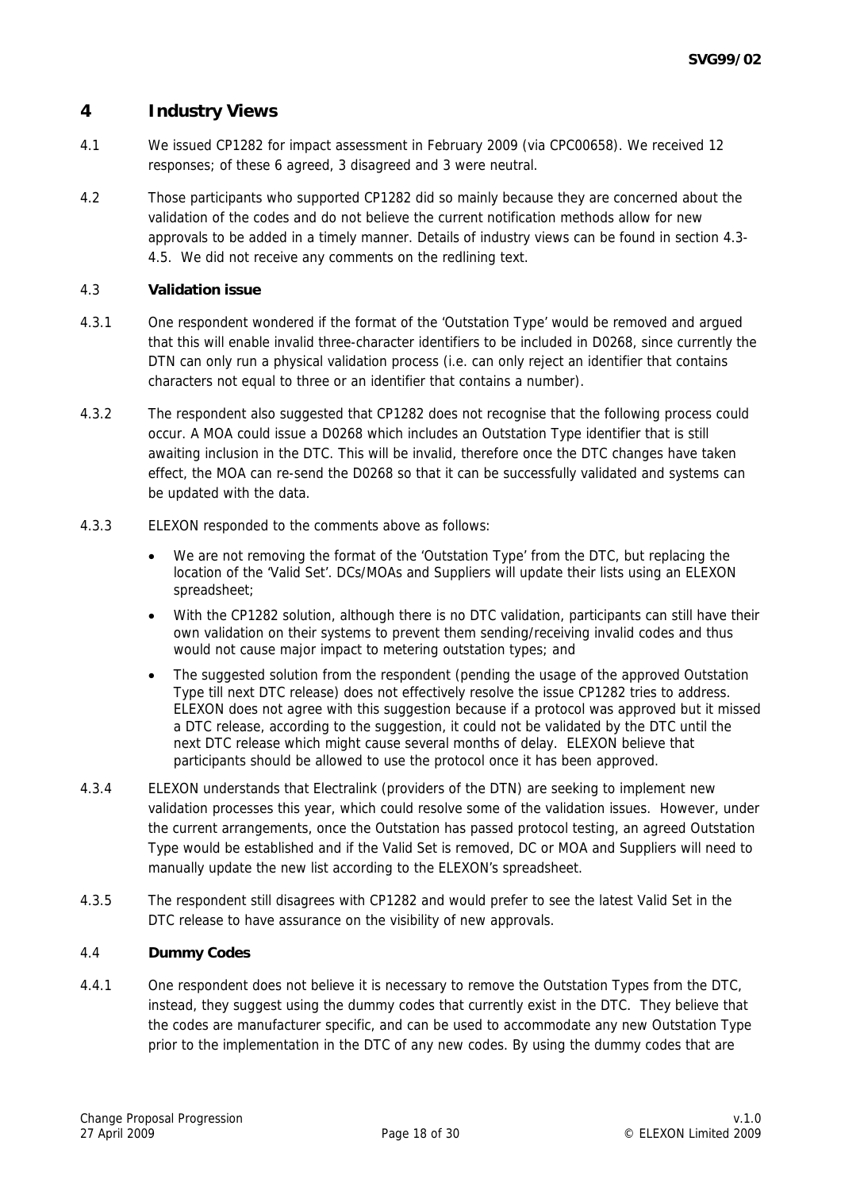## 4 Industry Views

4.1 We issued CP1282 for impact assessment in February 2009 (via CPC00658). We received 12 responses; of these 6 agreed, 3 disagreed and 3 were neutral.

4.2 Those participants who supported CP1282 did so mainly because they are concerned about the validation of the codes and do not believe the current notification methods allow for new approvals to be added in a timely manner. Details of industry views can be found in section 4.3-4.5. We did not receive any comments on the redlining text.

### 4.3 Validation issue

4.3.1 One respondent wondered if the format of the 'Outstation Type' would be removed and argued that this will enable invalid three-character identifiers to be included in D0268, since currently the DTN can only run a physical validation process (i.e. can only reject an identifier that contains characters not equal to three or an identifier that contains a number).

4.3.2 The respondent also suggested that CP1282 does not recognise that the following process could occur. A MOA could issue a D0268 which includes an Outstation Type identifier that is still awaiting inclusion in the DTC. This will be invalid, therefore once the DTC changes have taken effect, the MOA can re-send the D0268 so that it can be successfully validated and systems can be updated with the data.

4.3.3 ELEXON responded to the comments above as follows:

- We are not removing the format of the 'Outstation Type' from the DTC, but replacing the location of the 'Valid Set'. DCs/MOAs and Suppliers will update their lists using an ELEXON spreadsheet;
- With the CP1282 solution, although there is no DTC validation, participants can still have their own validation on their systems to prevent them sending/receiving invalid codes and thus would not cause major impact to metering outstation types; and
- The suggested solution from the respondent (pending the usage of the approved Outstation Type till next DTC release) does not effectively resolve the issue CP1282 tries to address. ELEXON does not agree with this suggestion because if a protocol was approved but it missed a DTC release, according to the suggestion, it could not be validated by the DTC until the next DTC release which might cause several months of delay. ELEXON believe that participants should be allowed to use the protocol once it has been approved.

4.3.4 ELEXON understands that Electralink (providers of the DTN) are seeking to implement new validation processes this year, which could resolve some of the validation issues. However, under the current arrangements, once the Outstation has passed protocol testing, an agreed Outstation Type would be established and if the Valid Set is removed, DC or MOA and Suppliers will need to manually update the new list according to the ELEXON's spreadsheet.

4.3.5 The respondent still disagrees with CP1282 and would prefer to see the latest Valid Set in the DTC release to have assurance on the visibility of new approvals.

### 4.4 Dummy Codes

4.4.1 One respondent does not believe it is necessary to remove the Outstation Types from the DTC, instead, they suggest using the dummy codes that currently exist in the DTC. They believe that the codes are manufacturer specific, and can be used to accommodate any new Outstation Type prior to the implementation in the DTC of any new codes. By using the dummy codes that are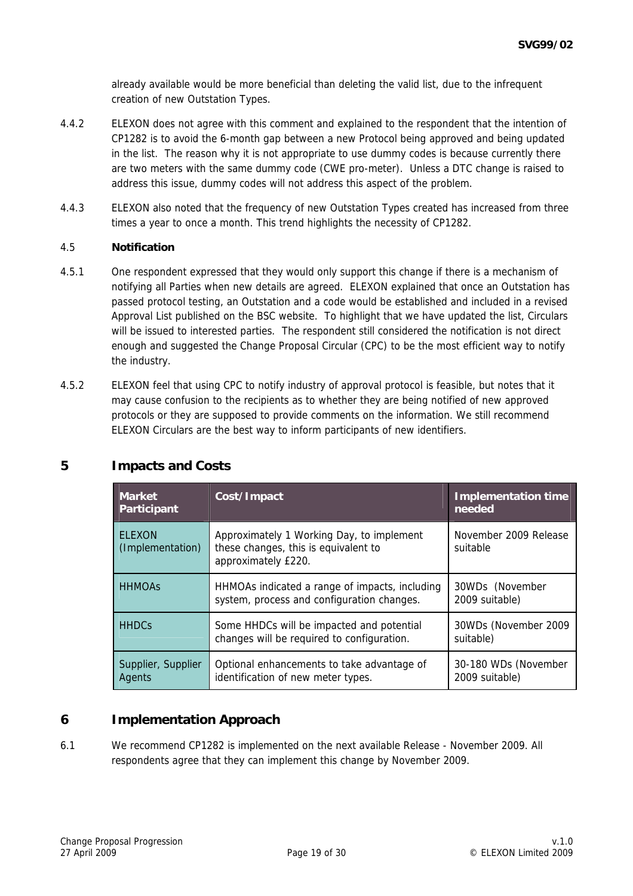already available would be more beneficial than deleting the valid list, due to the infrequent creation of new Outstation Types.

4.4.2 ELEXON does not agree with this comment and explained to the respondent that the intention of CP1282 is to avoid the 6-month gap between a new Protocol being approved and being updated in the list. The reason why it is not appropriate to use dummy codes is because currently there are two meters with the same dummy code (CWE pro-meter). Unless a DTC change is raised to address this issue, dummy codes will not address this aspect of the problem.

4.4.3 ELEXON also noted that the frequency of new Outstation Types created has increased from three times a year to once a month. This trend highlights the necessity of CP1282.

4.5 **Notification**

4.5.1 One respondent expressed that they would only support this change if there is a mechanism of notifying all Parties when new details are agreed. ELEXON explained that once an Outstation has passed protocol testing, an Outstation and a code would be established and included in a revised Approval List published on the BSC website. To highlight that we have updated the list, Circulars will be issued to interested parties. The respondent still considered the notification is not direct enough and suggested the Change Proposal Circular (CPC) to be the most efficient way to notify the industry.

4.5.2 ELEXON feel that using CPC to notify industry of approval protocol is feasible, but notes that it may cause confusion to the recipients as to whether they are being notified of new approved protocols or they are supposed to provide comments on the information. We still recommend ELEXON Circulars are the best way to inform participants of new identifiers.

## 5 Impacts and Costs

| Market Participant | Cost/Impact | Implementation time needed |
|---|---|---|
| ELEXON (Implementation) | Approximately 1 Working Day, to implement these changes, this is equivalent to approximately £220. | November 2009 Release suitable |
| HHMOAs | HHMOAs indicated a range of impacts, including system, process and configuration changes. | 30WDs (November 2009 suitable) |
| HHDCs | Some HHDCs will be impacted and potential changes will be required to configuration. | 30WDs (November 2009 suitable) |
| Supplier, Supplier Agents | Optional enhancements to take advantage of identification of new meter types. | 30-180 WDs (November 2009 suitable) |

## 6 Implementation Approach

6.1 We recommend CP1282 is implemented on the next available Release - November 2009. All respondents agree that they can implement this change by November 2009.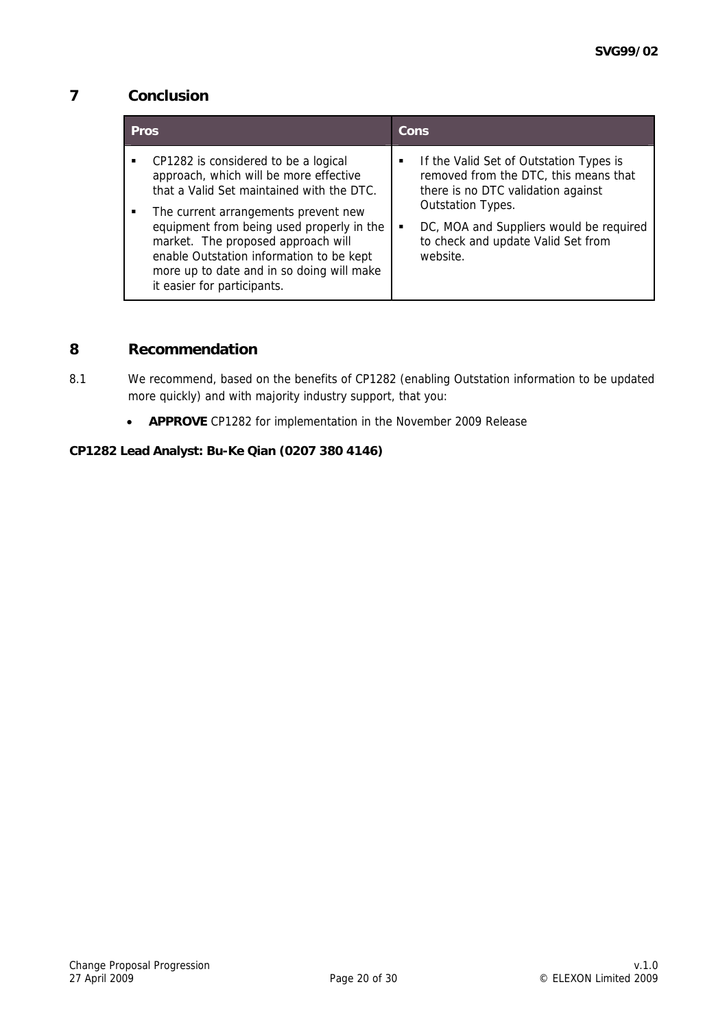## 7 Conclusion

| Pros | Cons |
|---|---|
| ▪ CP1282 is considered to be a logical approach, which will be more effective that a Valid Set maintained with the DTC.<br>▪ The current arrangements prevent new equipment from being used properly in the market. The proposed approach will enable Outstation information to be kept more up to date and in so doing will make it easier for participants. | ▪ If the Valid Set of Outstation Types is removed from the DTC, this means that there is no DTC validation against Outstation Types.<br>▪ DC, MOA and Suppliers would be required to check and update Valid Set from website. |

## 8 Recommendation

8.1 We recommend, based on the benefits of CP1282 (enabling Outstation information to be updated more quickly) and with majority industry support, that you:

- **APPROVE** CP1282 for implementation in the November 2009 Release

**CP1282 Lead Analyst: Bu-Ke Qian (0207 380 4146)**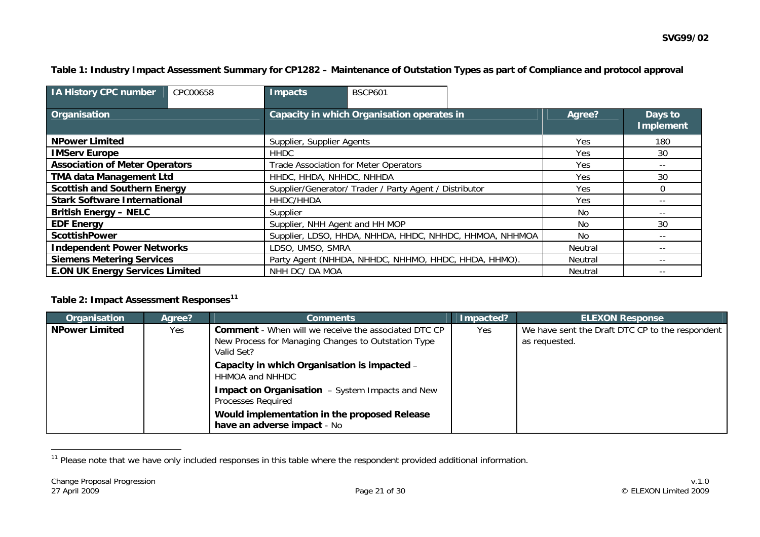**Table 1: Industry Impact Assessment Summary for CP1282 – Maintenance of Outstation Types as part of Compliance and protocol approval**

| IA History CPC number | CPC00658 | Impacts | BSCP601 |
|---|---|---|---|

| Organisation | Capacity in which Organisation operates in | Agree? | Days to Implement |
|---|---|---|---|
| **NPower Limited** | Supplier, Supplier Agents | Yes | 180 |
| **IMServ Europe** | HHDC | Yes | 30 |
| **Association of Meter Operators** | Trade Association for Meter Operators | Yes | -- |
| **TMA data Management Ltd** | HHDC, HHDA, NHHDC, NHHDA | Yes | 30 |
| **Scottish and Southern Energy** | Supplier/Generator/ Trader / Party Agent / Distributor | Yes | 0 |
| **Stark Software International** | HHDC/HHDA | Yes | -- |
| **British Energy – NELC** | Supplier | No | -- |
| **EDF Energy** | Supplier, NHH Agent and HH MOP | No | 30 |
| **ScottishPower** | Supplier, LDSO, HHDA, NHHDA, HHDC, NHHDC, HHMOA, NHHMOA | No | -- |
| **Independent Power Networks** | LDSO, UMSO, SMRA | Neutral | -- |
| **Siemens Metering Services** | Party Agent (NHHDA, NHHDC, NHHMO, HHDC, HHDA, HHMO). | Neutral | -- |
| **E.ON UK Energy Services Limited** | NHH DC/ DA MOA | Neutral | -- |

**Table 2: Impact Assessment Responses[11]**

| Organisation | Agree? | Comments | Impacted? | ELEXON Response |
|---|---|---|---|---|
| **NPower Limited** | Yes | **Comment** - When will we receive the associated DTC CP New Process for Managing Changes to Outstation Type Valid Set?<br>**Capacity in which Organisation is impacted** – HHMOA and NHHDC<br>**Impact on Organisation** – System Impacts and New Processes Required<br>**Would implementation in the proposed Release have an adverse impact** - No | Yes | We have sent the Draft DTC CP to the respondent as requested. |

[11] Please note that we have only included responses in this table where the respondent provided additional information.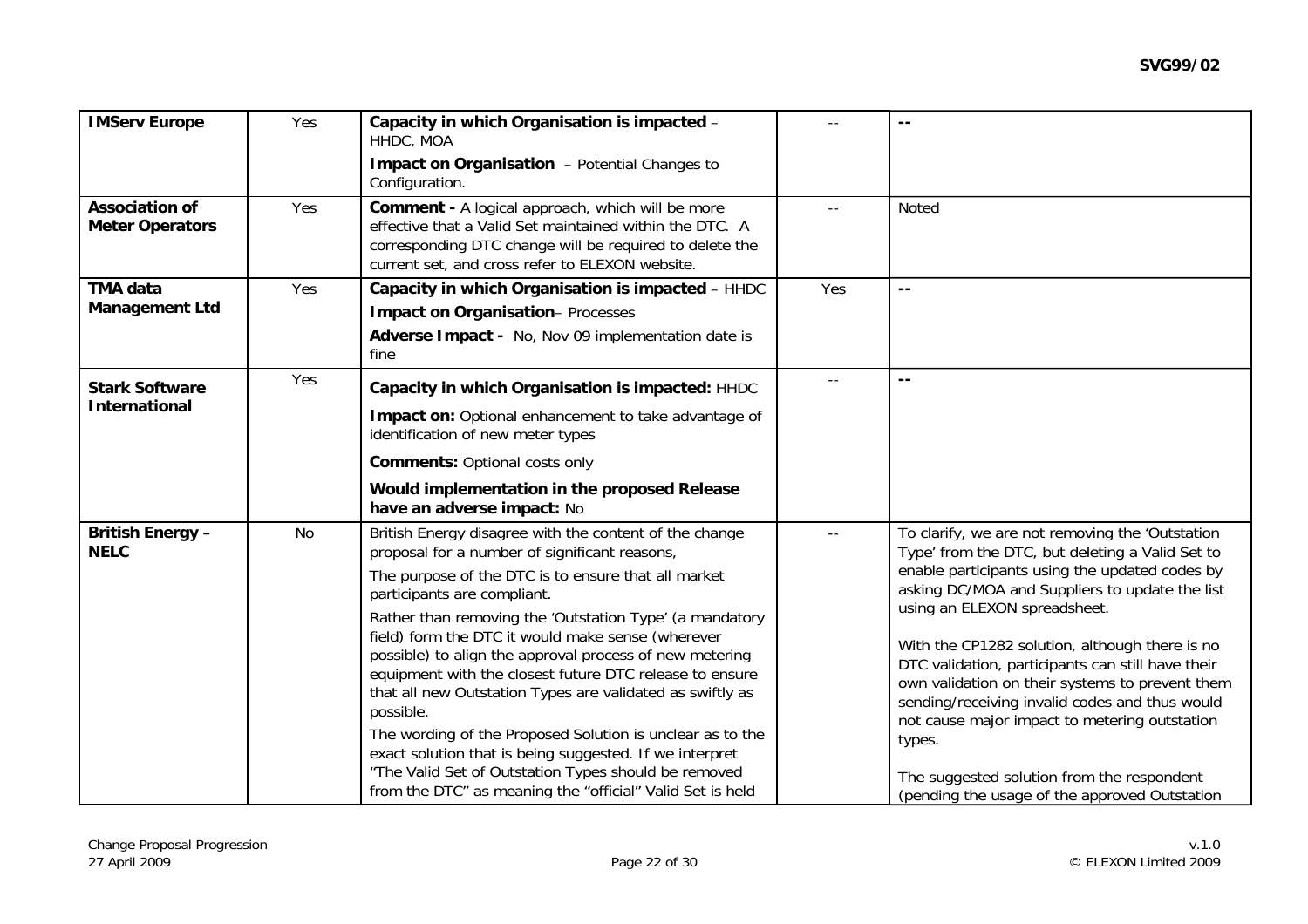| | | | | |
|---|---|---|---|---|
| **IMServ Europe** | Yes | **Capacity in which Organisation is impacted** – HHDC, MOA<br>**Impact on Organisation** – Potential Changes to Configuration. | -- | **--** |
| **Association of Meter Operators** | Yes | **Comment -** A logical approach, which will be more effective that a Valid Set maintained within the DTC. A corresponding DTC change will be required to delete the current set, and cross refer to ELEXON website. | -- | Noted |
| **TMA data Management Ltd** | Yes | **Capacity in which Organisation is impacted** – HHDC<br>**Impact on Organisation**– Processes<br>**Adverse Impact -** No, Nov 09 implementation date is fine | Yes | **--** |
| **Stark Software International** | Yes | **Capacity in which Organisation is impacted:** HHDC<br>**Impact on:** Optional enhancement to take advantage of identification of new meter types<br>**Comments:** Optional costs only<br>**Would implementation in the proposed Release have an adverse impact:** No | -- | **--** |
| **British Energy – NELC** | No | British Energy disagree with the content of the change proposal for a number of significant reasons,<br>The purpose of the DTC is to ensure that all market participants are compliant.<br>Rather than removing the 'Outstation Type' (a mandatory field) form the DTC it would make sense (wherever possible) to align the approval process of new metering equipment with the closest future DTC release to ensure that all new Outstation Types are validated as swiftly as possible.<br>The wording of the Proposed Solution is unclear as to the exact solution that is being suggested. If we interpret "The Valid Set of Outstation Types should be removed from the DTC" as meaning the "official" Valid Set is held | -- | To clarify, we are not removing the 'Outstation Type' from the DTC, but deleting a Valid Set to enable participants using the updated codes by asking DC/MOA and Suppliers to update the list using an ELEXON spreadsheet.<br><br>With the CP1282 solution, although there is no DTC validation, participants can still have their own validation on their systems to prevent them sending/receiving invalid codes and thus would not cause major impact to metering outstation types.<br><br>The suggested solution from the respondent (pending the usage of the approved Outstation |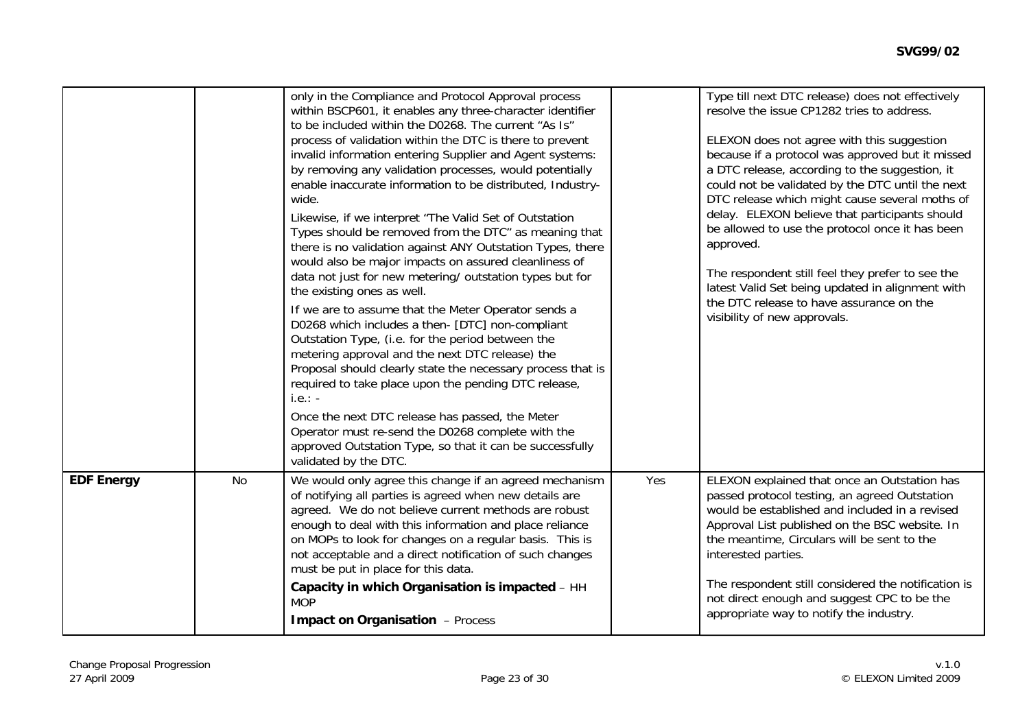| | | | | |
|---|---|---|---|---|
| | | only in the Compliance and Protocol Approval process within BSCP601, it enables any three-character identifier to be included within the D0268. The current "As Is" process of validation within the DTC is there to prevent invalid information entering Supplier and Agent systems: by removing any validation processes, would potentially enable inaccurate information to be distributed, Industry-wide.<br><br>Likewise, if we interpret "The Valid Set of Outstation Types should be removed from the DTC" as meaning that there is no validation against ANY Outstation Types, there would also be major impacts on assured cleanliness of data not just for new metering/ outstation types but for the existing ones as well.<br><br>If we are to assume that the Meter Operator sends a D0268 which includes a then- [DTC] non-compliant Outstation Type, (i.e. for the period between the metering approval and the next DTC release) the Proposal should clearly state the necessary process that is required to take place upon the pending DTC release, i.e.: -<br><br>Once the next DTC release has passed, the Meter Operator must re-send the D0268 complete with the approved Outstation Type, so that it can be successfully validated by the DTC. | | Type till next DTC release) does not effectively resolve the issue CP1282 tries to address.<br><br>ELEXON does not agree with this suggestion because if a protocol was approved but it missed a DTC release, according to the suggestion, it could not be validated by the DTC until the next DTC release which might cause several moths of delay. ELEXON believe that participants should be allowed to use the protocol once it has been approved.<br><br>The respondent still feel they prefer to see the latest Valid Set being updated in alignment with the DTC release to have assurance on the visibility of new approvals. |
| **EDF Energy** | No | We would only agree this change if an agreed mechanism of notifying all parties is agreed when new details are agreed. We do not believe current methods are robust enough to deal with this information and place reliance on MOPs to look for changes on a regular basis. This is not acceptable and a direct notification of such changes must be put in place for this data.<br><br>**Capacity in which Organisation is impacted** – HH MOP<br><br>**Impact on Organisation** – Process | Yes | ELEXON explained that once an Outstation has passed protocol testing, an agreed Outstation would be established and included in a revised Approval List published on the BSC website. In the meantime, Circulars will be sent to the interested parties.<br><br>The respondent still considered the notification is not direct enough and suggest CPC to be the appropriate way to notify the industry. |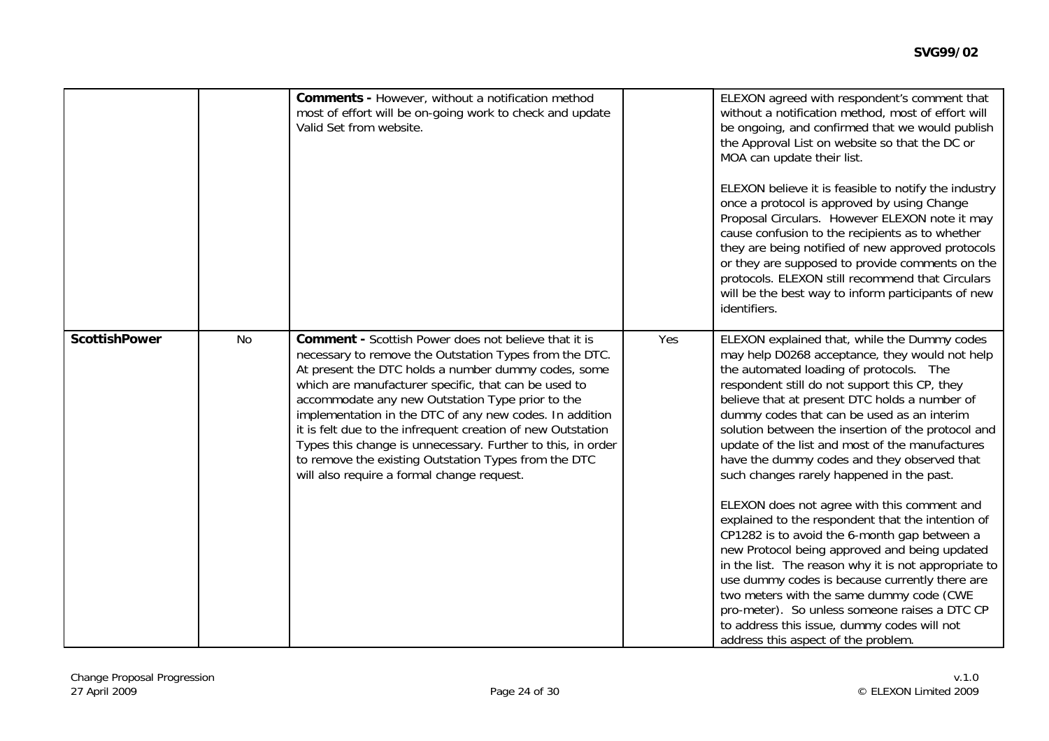| | | | | |
|---|---|---|---|---|
| | | **Comments -** However, without a notification method most of effort will be on-going work to check and update Valid Set from website. | | ELEXON agreed with respondent's comment that without a notification method, most of effort will be ongoing, and confirmed that we would publish the Approval List on website so that the DC or MOA can update their list.<br><br>ELEXON believe it is feasible to notify the industry once a protocol is approved by using Change Proposal Circulars. However ELEXON note it may cause confusion to the recipients as to whether they are being notified of new approved protocols or they are supposed to provide comments on the protocols. ELEXON still recommend that Circulars will be the best way to inform participants of new identifiers. |
| **ScottishPower** | No | **Comment -** Scottish Power does not believe that it is necessary to remove the Outstation Types from the DTC. At present the DTC holds a number dummy codes, some which are manufacturer specific, that can be used to accommodate any new Outstation Type prior to the implementation in the DTC of any new codes. In addition it is felt due to the infrequent creation of new Outstation Types this change is unnecessary. Further to this, in order to remove the existing Outstation Types from the DTC will also require a formal change request. | Yes | ELEXON explained that, while the Dummy codes may help D0268 acceptance, they would not help the automated loading of protocols. The respondent still do not support this CP, they believe that at present DTC holds a number of dummy codes that can be used as an interim solution between the insertion of the protocol and update of the list and most of the manufactures have the dummy codes and they observed that such changes rarely happened in the past.<br><br>ELEXON does not agree with this comment and explained to the respondent that the intention of CP1282 is to avoid the 6-month gap between a new Protocol being approved and being updated in the list. The reason why it is not appropriate to use dummy codes is because currently there are two meters with the same dummy code (CWE pro-meter). So unless someone raises a DTC CP to address this issue, dummy codes will not address this aspect of the problem. |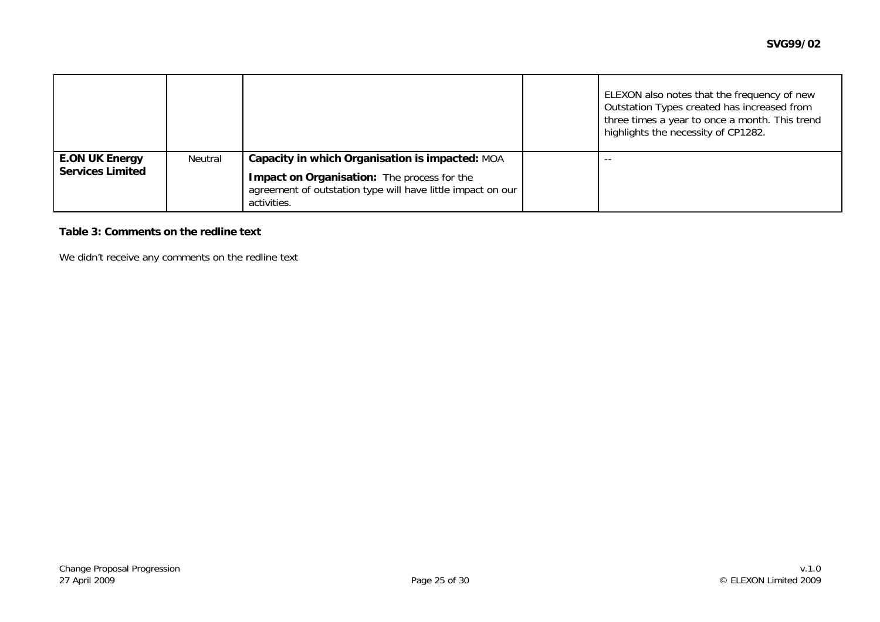| | | | | |
|---|---|---|---|---|
| | | | | ELEXON also notes that the frequency of new Outstation Types created has increased from three times a year to once a month. This trend highlights the necessity of CP1282. |
| **E.ON UK Energy Services Limited** | Neutral | **Capacity in which Organisation is impacted:** MOA<br><br>**Impact on Organisation:** The process for the agreement of outstation type will have little impact on our activities. | | -- |

**Table 3: Comments on the redline text**

We didn't receive any comments on the redline text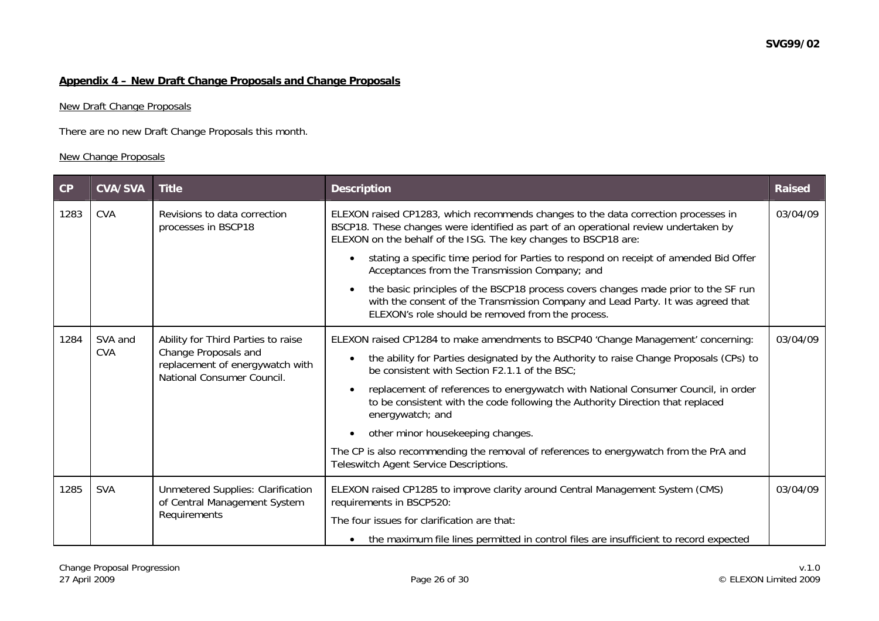## Appendix 4 – New Draft Change Proposals and Change Proposals

New Draft Change Proposals

There are no new Draft Change Proposals this month.

New Change Proposals

| CP | CVA/SVA | Title | Description | Raised |
|---|---|---|---|---|
| 1283 | CVA | Revisions to data correction processes in BSCP18 | ELEXON raised CP1283, which recommends changes to the data correction processes in BSCP18. These changes were identified as part of an operational review undertaken by ELEXON on the behalf of the ISG. The key changes to BSCP18 are:<br>• stating a specific time period for Parties to respond on receipt of amended Bid Offer Acceptances from the Transmission Company; and<br>• the basic principles of the BSCP18 process covers changes made prior to the SF run with the consent of the Transmission Company and Lead Party. It was agreed that ELEXON's role should be removed from the process. | 03/04/09 |
| 1284 | SVA and CVA | Ability for Third Parties to raise Change Proposals and replacement of energywatch with National Consumer Council. | ELEXON raised CP1284 to make amendments to BSCP40 'Change Management' concerning:<br>• the ability for Parties designated by the Authority to raise Change Proposals (CPs) to be consistent with Section F2.1.1 of the BSC;<br>• replacement of references to energywatch with National Consumer Council, in order to be consistent with the code following the Authority Direction that replaced energywatch; and<br>• other minor housekeeping changes.<br>The CP is also recommending the removal of references to energywatch from the PrA and Teleswitch Agent Service Descriptions. | 03/04/09 |
| 1285 | SVA | Unmetered Supplies: Clarification of Central Management System Requirements | ELEXON raised CP1285 to improve clarity around Central Management System (CMS) requirements in BSCP520:<br>The four issues for clarification are that:<br>• the maximum file lines permitted in control files are insufficient to record expected | 03/04/09 |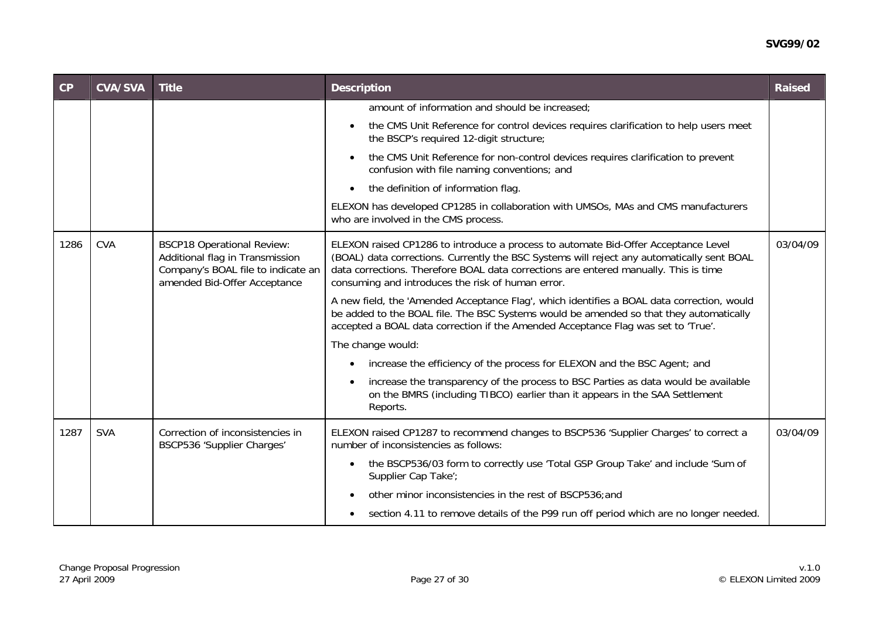| CP | CVA/SVA | Title | Description | Raised |
|---|---|---|---|---|
| | | | amount of information and should be increased;<br>• the CMS Unit Reference for control devices requires clarification to help users meet the BSCP's required 12-digit structure;<br>• the CMS Unit Reference for non-control devices requires clarification to prevent confusion with file naming conventions; and<br>• the definition of information flag.<br>ELEXON has developed CP1285 in collaboration with UMSOs, MAs and CMS manufacturers who are involved in the CMS process. | |
| 1286 | CVA | BSCP18 Operational Review: Additional flag in Transmission Company's BOAL file to indicate an amended Bid-Offer Acceptance | ELEXON raised CP1286 to introduce a process to automate Bid-Offer Acceptance Level (BOAL) data corrections. Currently the BSC Systems will reject any automatically sent BOAL data corrections. Therefore BOAL data corrections are entered manually. This is time consuming and introduces the risk of human error.<br>A new field, the 'Amended Acceptance Flag', which identifies a BOAL data correction, would be added to the BOAL file. The BSC Systems would be amended so that they automatically accepted a BOAL data correction if the Amended Acceptance Flag was set to 'True'.<br>The change would:<br>• increase the efficiency of the process for ELEXON and the BSC Agent; and<br>• increase the transparency of the process to BSC Parties as data would be available on the BMRS (including TIBCO) earlier than it appears in the SAA Settlement Reports. | 03/04/09 |
| 1287 | SVA | Correction of inconsistencies in BSCP536 'Supplier Charges' | ELEXON raised CP1287 to recommend changes to BSCP536 'Supplier Charges' to correct a number of inconsistencies as follows:<br>• the BSCP536/03 form to correctly use 'Total GSP Group Take' and include 'Sum of Supplier Cap Take';<br>• other minor inconsistencies in the rest of BSCP536;and<br>• section 4.11 to remove details of the P99 run off period which are no longer needed. | 03/04/09 |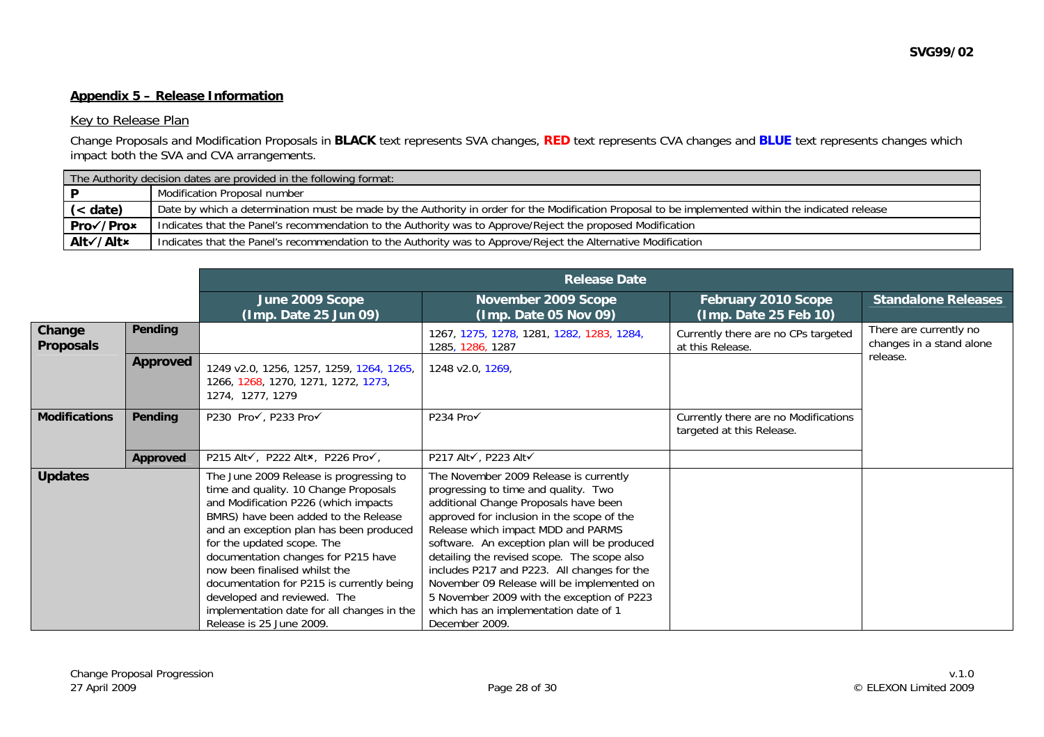## Appendix 5 – Release Information

Key to Release Plan

Change Proposals and Modification Proposals in **BLACK** text represents SVA changes, **RED** text represents CVA changes and **BLUE** text represents changes which impact both the SVA and CVA arrangements.

| The Authority decision dates are provided in the following format: | |
|---|---|
| **P** | Modification Proposal number |
| **(< date)** | Date by which a determination must be made by the Authority in order for the Modification Proposal to be implemented within the indicated release |
| **Pro✓/Pro✗** | Indicates that the Panel's recommendation to the Authority was to Approve/Reject the proposed Modification |
| **Alt✓/Alt✗** | Indicates that the Panel's recommendation to the Authority was to Approve/Reject the Alternative Modification |

| | | Release Date | | | |
|---|---|---|---|---|---|
| | | **June 2009 Scope (Imp. Date 25 Jun 09)** | **November 2009 Scope (Imp. Date 05 Nov 09)** | **February 2010 Scope (Imp. Date 25 Feb 10)** | **Standalone Releases** |
| **Change Proposals** | **Pending** | | 1267, 1275, 1278, 1281, 1282, 1283, 1284, 1285, 1286, 1287 | Currently there are no CPs targeted at this Release. | There are currently no changes in a stand alone release. |
| | **Approved** | 1249 v2.0, 1256, 1257, 1259, 1264, 1265, 1266, 1268, 1270, 1271, 1272, 1273, 1274, 1277, 1279 | 1248 v2.0, 1269, | | |
| **Modifications** | **Pending** | P230 Pro✓, P233 Pro✓ | P234 Pro✓ | Currently there are no Modifications targeted at this Release. | |
| | **Approved** | P215 Alt✓, P222 Alt✗, P226 Pro✓, | P217 Alt✓, P223 Alt✓ | | |
| **Updates** | | The June 2009 Release is progressing to time and quality. 10 Change Proposals and Modification P226 (which impacts BMRS) have been added to the Release and an exception plan has been produced for the updated scope. The documentation changes for P215 have now been finalised whilst the documentation for P215 is currently being developed and reviewed. The implementation date for all changes in the Release is 25 June 2009. | The November 2009 Release is currently progressing to time and quality. Two additional Change Proposals have been approved for inclusion in the scope of the Release which impact MDD and PARMS software. An exception plan will be produced detailing the revised scope. The scope also includes P217 and P223. All changes for the November 09 Release will be implemented on 5 November 2009 with the exception of P223 which has an implementation date of 1 December 2009. | | |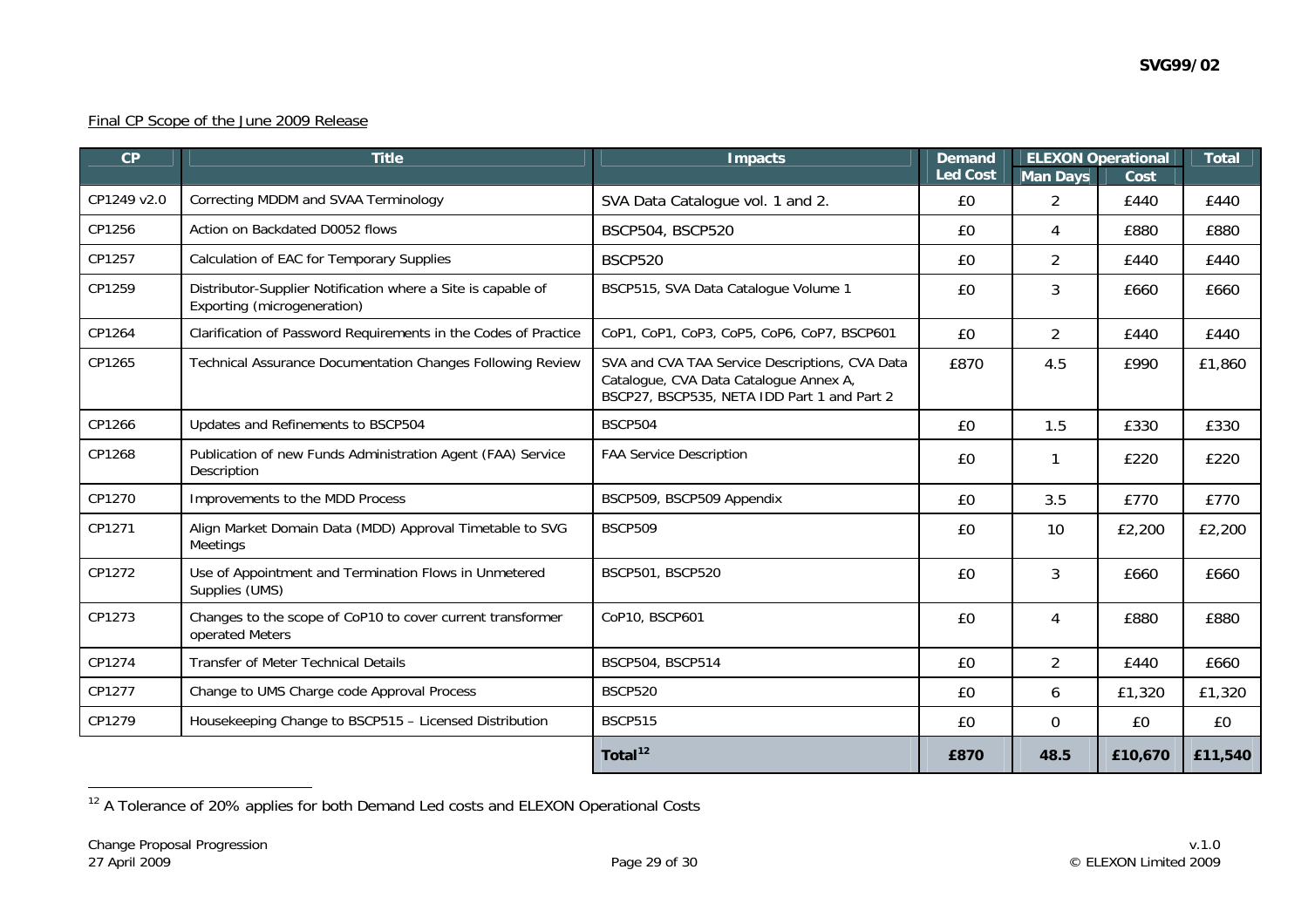Final CP Scope of the June 2009 Release

| CP | Title | Impacts | Demand Led Cost | ELEXON Operational | | Total |
|---|---|---|---|---|---|---|
| | | | | Man Days | Cost | |
| CP1249 v2.0 | Correcting MDDM and SVAA Terminology | SVA Data Catalogue vol. 1 and 2. | £0 | 2 | £440 | £440 |
| CP1256 | Action on Backdated D0052 flows | BSCP504, BSCP520 | £0 | 4 | £880 | £880 |
| CP1257 | Calculation of EAC for Temporary Supplies | BSCP520 | £0 | 2 | £440 | £440 |
| CP1259 | Distributor-Supplier Notification where a Site is capable of Exporting (microgeneration) | BSCP515, SVA Data Catalogue Volume 1 | £0 | 3 | £660 | £660 |
| CP1264 | Clarification of Password Requirements in the Codes of Practice | CoP1, CoP1, CoP3, CoP5, CoP6, CoP7, BSCP601 | £0 | 2 | £440 | £440 |
| CP1265 | Technical Assurance Documentation Changes Following Review | SVA and CVA TAA Service Descriptions, CVA Data Catalogue, CVA Data Catalogue Annex A, BSCP27, BSCP535, NETA IDD Part 1 and Part 2 | £870 | 4.5 | £990 | £1,860 |
| CP1266 | Updates and Refinements to BSCP504 | BSCP504 | £0 | 1.5 | £330 | £330 |
| CP1268 | Publication of new Funds Administration Agent (FAA) Service Description | FAA Service Description | £0 | 1 | £220 | £220 |
| CP1270 | Improvements to the MDD Process | BSCP509, BSCP509 Appendix | £0 | 3.5 | £770 | £770 |
| CP1271 | Align Market Domain Data (MDD) Approval Timetable to SVG Meetings | BSCP509 | £0 | 10 | £2,200 | £2,200 |
| CP1272 | Use of Appointment and Termination Flows in Unmetered Supplies (UMS) | BSCP501, BSCP520 | £0 | 3 | £660 | £660 |
| CP1273 | Changes to the scope of CoP10 to cover current transformer operated Meters | CoP10, BSCP601 | £0 | 4 | £880 | £880 |
| CP1274 | Transfer of Meter Technical Details | BSCP504, BSCP514 | £0 | 2 | £440 | £660 |
| CP1277 | Change to UMS Charge code Approval Process | BSCP520 | £0 | 6 | £1,320 | £1,320 |
| CP1279 | Housekeeping Change to BSCP515 – Licensed Distribution | BSCP515 | £0 | 0 | £0 | £0 |
| | | **Total[12]** | **£870** | **48.5** | **£10,670** | **£11,540** |

[12] A Tolerance of 20% applies for both Demand Led costs and ELEXON Operational Costs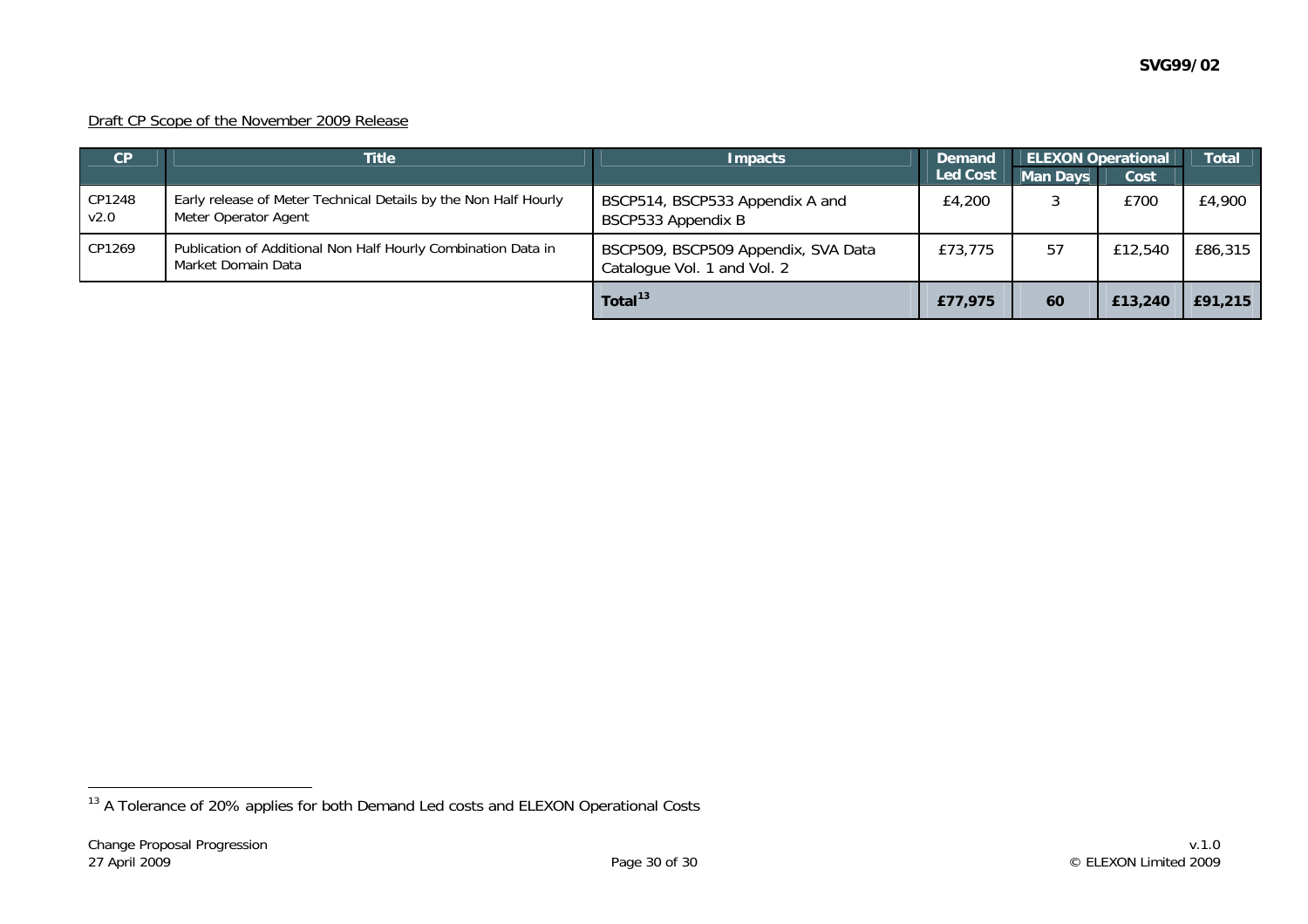Draft CP Scope of the November 2009 Release

| CP | Title | Impacts | Demand Led Cost | ELEXON Operational | | Total |
|---|---|---|---|---|---|---|
| | | | | Man Days | Cost | |
| CP1248 v2.0 | Early release of Meter Technical Details by the Non Half Hourly Meter Operator Agent | BSCP514, BSCP533 Appendix A and BSCP533 Appendix B | £4,200 | 3 | £700 | £4,900 |
| CP1269 | Publication of Additional Non Half Hourly Combination Data in Market Domain Data | BSCP509, BSCP509 Appendix, SVA Data Catalogue Vol. 1 and Vol. 2 | £73,775 | 57 | £12,540 | £86,315 |
| | | **Total[13]** | **£77,975** | **60** | **£13,240** | **£91,215** |

[13] A Tolerance of 20% applies for both Demand Led costs and ELEXON Operational Costs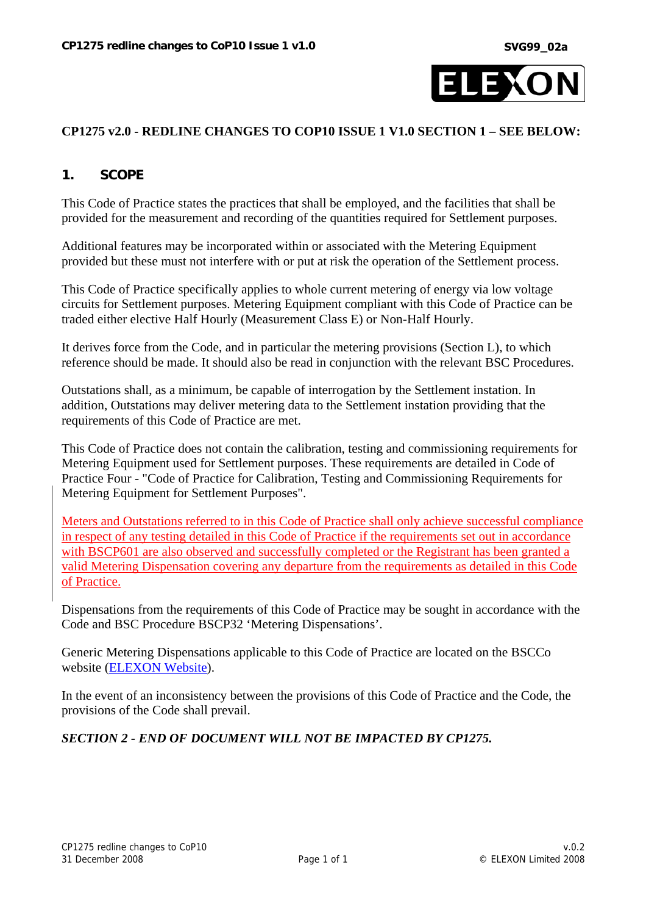**CP1275 v2.0 - REDLINE CHANGES TO COP10 ISSUE 1 V1.0 SECTION 1 – SEE BELOW:**

## 1. SCOPE

This Code of Practice states the practices that shall be employed, and the facilities that shall be provided for the measurement and recording of the quantities required for Settlement purposes.

Additional features may be incorporated within or associated with the Metering Equipment provided but these must not interfere with or put at risk the operation of the Settlement process.

This Code of Practice specifically applies to whole current metering of energy via low voltage circuits for Settlement purposes. Metering Equipment compliant with this Code of Practice can be traded either elective Half Hourly (Measurement Class E) or Non-Half Hourly.

It derives force from the Code, and in particular the metering provisions (Section L), to which reference should be made. It should also be read in conjunction with the relevant BSC Procedures.

Outstations shall, as a minimum, be capable of interrogation by the Settlement instation. In addition, Outstations may deliver metering data to the Settlement instation providing that the requirements of this Code of Practice are met.

This Code of Practice does not contain the calibration, testing and commissioning requirements for Metering Equipment used for Settlement purposes. These requirements are detailed in Code of Practice Four - "Code of Practice for Calibration, Testing and Commissioning Requirements for Metering Equipment for Settlement Purposes".

Meters and Outstations referred to in this Code of Practice shall only achieve successful compliance in respect of any testing detailed in this Code of Practice if the requirements set out in accordance with BSCP601 are also observed and successfully completed or the Registrant has been granted a valid Metering Dispensation covering any departure from the requirements as detailed in this Code of Practice.

Dispensations from the requirements of this Code of Practice may be sought in accordance with the Code and BSC Procedure BSCP32 'Metering Dispensations'.

Generic Metering Dispensations applicable to this Code of Practice are located on the BSCCo website (ELEXON Website).

In the event of an inconsistency between the provisions of this Code of Practice and the Code, the provisions of the Code shall prevail.

***SECTION 2 - END OF DOCUMENT WILL NOT BE IMPACTED BY CP1275.***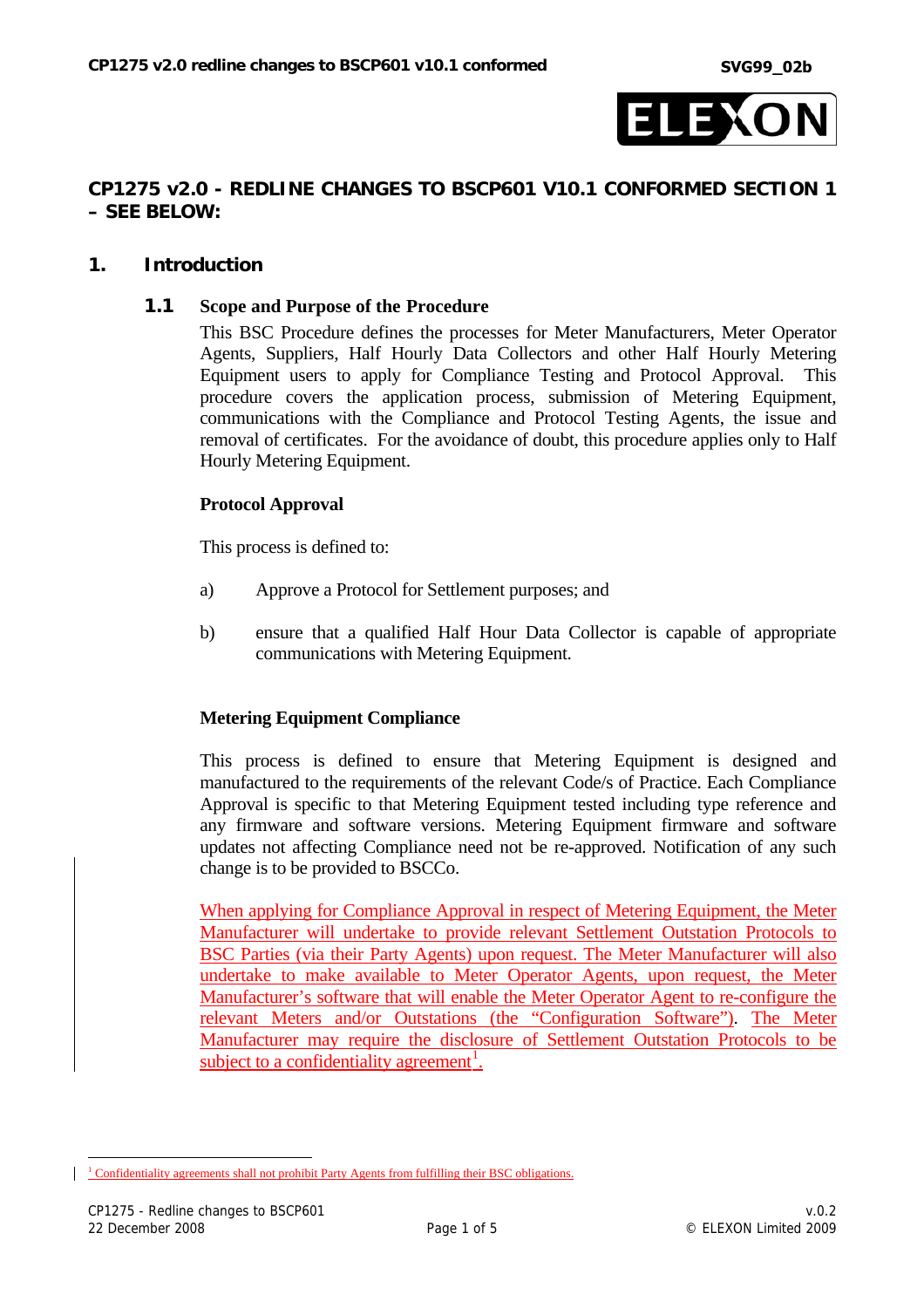## CP1275 v2.0 - REDLINE CHANGES TO BSCP601 V10.1 CONFORMED SECTION 1 – SEE BELOW:

# 1. Introduction

## 1.1 Scope and Purpose of the Procedure

This BSC Procedure defines the processes for Meter Manufacturers, Meter Operator Agents, Suppliers, Half Hourly Data Collectors and other Half Hourly Metering Equipment users to apply for Compliance Testing and Protocol Approval. This procedure covers the application process, submission of Metering Equipment, communications with the Compliance and Protocol Testing Agents, the issue and removal of certificates. For the avoidance of doubt, this procedure applies only to Half Hourly Metering Equipment.

**Protocol Approval**

This process is defined to:

a) Approve a Protocol for Settlement purposes; and

b) ensure that a qualified Half Hour Data Collector is capable of appropriate communications with Metering Equipment.

**Metering Equipment Compliance**

This process is defined to ensure that Metering Equipment is designed and manufactured to the requirements of the relevant Code/s of Practice. Each Compliance Approval is specific to that Metering Equipment tested including type reference and any firmware and software versions. Metering Equipment firmware and software updates not affecting Compliance need not be re-approved. Notification of any such change is to be provided to BSCCo.

When applying for Compliance Approval in respect of Metering Equipment, the Meter Manufacturer will undertake to provide relevant Settlement Outstation Protocols to BSC Parties (via their Party Agents) upon request. The Meter Manufacturer will also undertake to make available to Meter Operator Agents, upon request, the Meter Manufacturer's software that will enable the Meter Operator Agent to re-configure the relevant Meters and/or Outstations (the "Configuration Software"). The Meter Manufacturer may require the disclosure of Settlement Outstation Protocols to be subject to a confidentiality agreement[1].

[1] Confidentiality agreements shall not prohibit Party Agents from fulfilling their BSC obligations.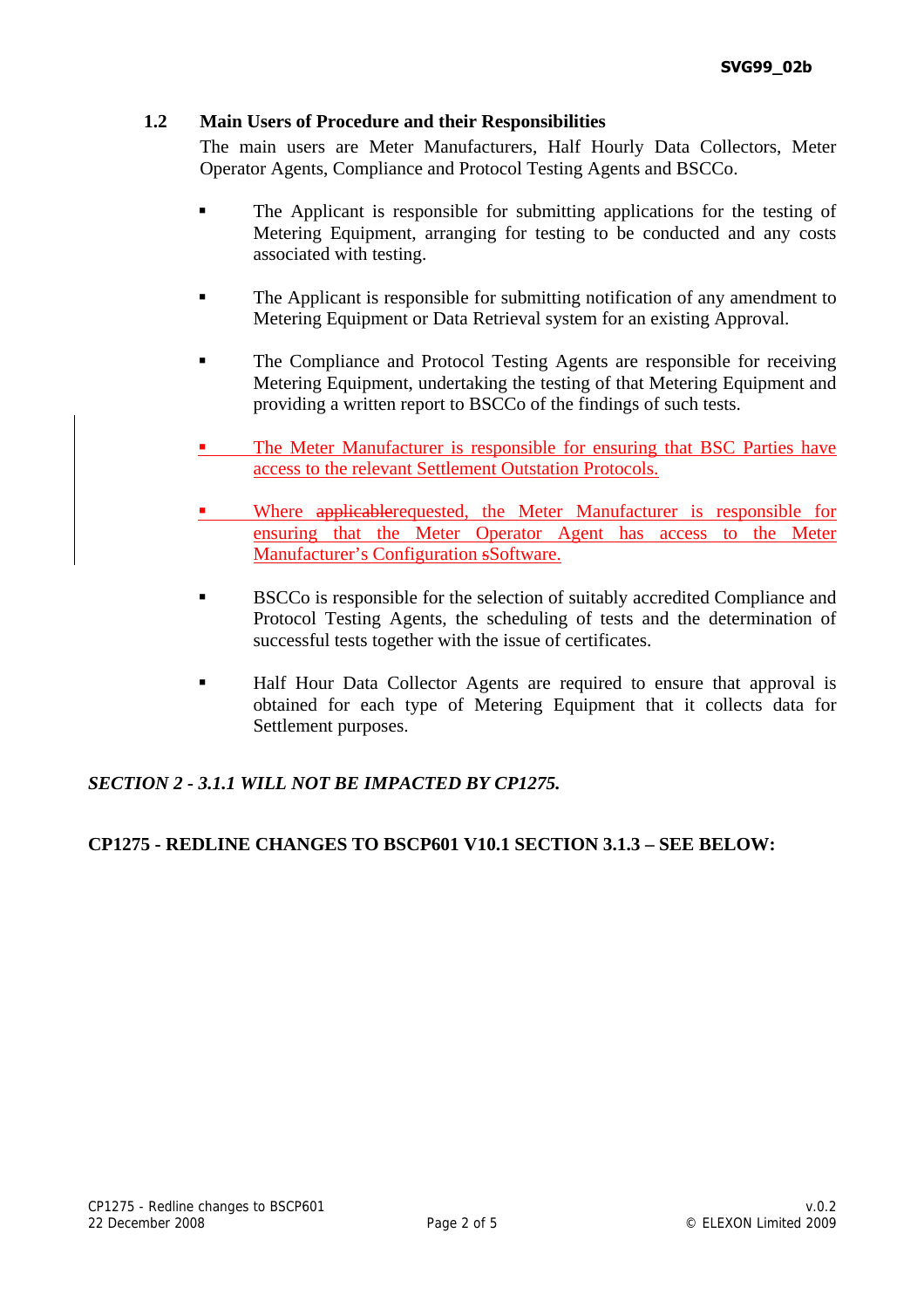### 1.2 Main Users of Procedure and their Responsibilities

The main users are Meter Manufacturers, Half Hourly Data Collectors, Meter Operator Agents, Compliance and Protocol Testing Agents and BSCCo.

- The Applicant is responsible for submitting applications for the testing of Metering Equipment, arranging for testing to be conducted and any costs associated with testing.
- The Applicant is responsible for submitting notification of any amendment to Metering Equipment or Data Retrieval system for an existing Approval.
- The Compliance and Protocol Testing Agents are responsible for receiving Metering Equipment, undertaking the testing of that Metering Equipment and providing a written report to BSCCo of the findings of such tests.
- The Meter Manufacturer is responsible for ensuring that BSC Parties have access to the relevant Settlement Outstation Protocols.
- Where ~~applicable~~requested, the Meter Manufacturer is responsible for ensuring that the Meter Operator Agent has access to the Meter Manufacturer's Configuration ~~s~~Software.
- BSCCo is responsible for the selection of suitably accredited Compliance and Protocol Testing Agents, the scheduling of tests and the determination of successful tests together with the issue of certificates.
- Half Hour Data Collector Agents are required to ensure that approval is obtained for each type of Metering Equipment that it collects data for Settlement purposes.

***SECTION 2 - 3.1.1 WILL NOT BE IMPACTED BY CP1275.***

**CP1275 - REDLINE CHANGES TO BSCP601 V10.1 SECTION 3.1.3 – SEE BELOW:**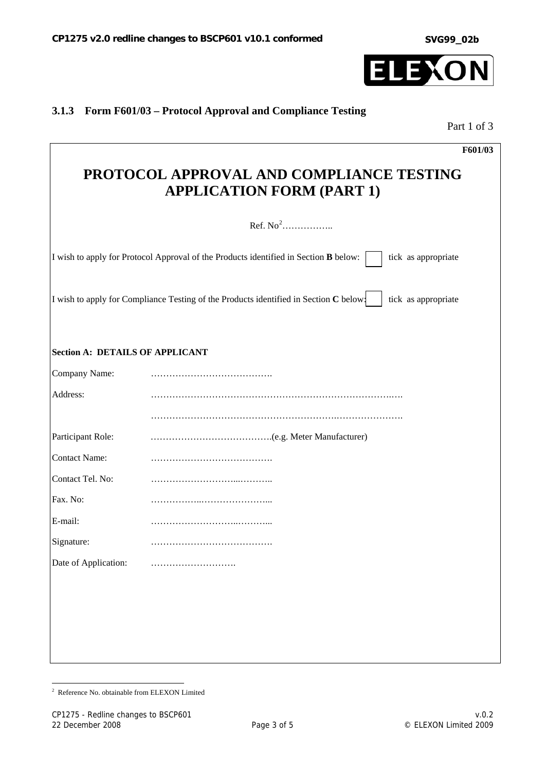### 3.1.3 Form F601/03 – Protocol Approval and Compliance Testing

Part 1 of 3

**F601/03**

## PROTOCOL APPROVAL AND COMPLIANCE TESTING APPLICATION FORM (PART 1)

Ref. No[2]……………..

I wish to apply for Protocol Approval of the Products identified in Section **B** below: ☐ tick as appropriate

I wish to apply for Compliance Testing of the Products identified in Section **C** below: ☐ tick as appropriate

**Section A: DETAILS OF APPLICANT**

| | |
|---|---|
| Company Name: | …………………………………. |
| Address: | ……………………………………………………………………….…. |
| | ………………………………………………………….…………………. |
| Participant Role: | ………………………………….(e.g. Meter Manufacturer) |
| Contact Name: | …………………………………. |
| Contact Tel. No: | ……………………...……….. |
| Fax. No: | ……………..…………………... |
| E-mail: | ……………………..………... |
| Signature: | …………………………………. |
| Date of Application: | ………………………. |

[2] Reference No. obtainable from ELEXON Limited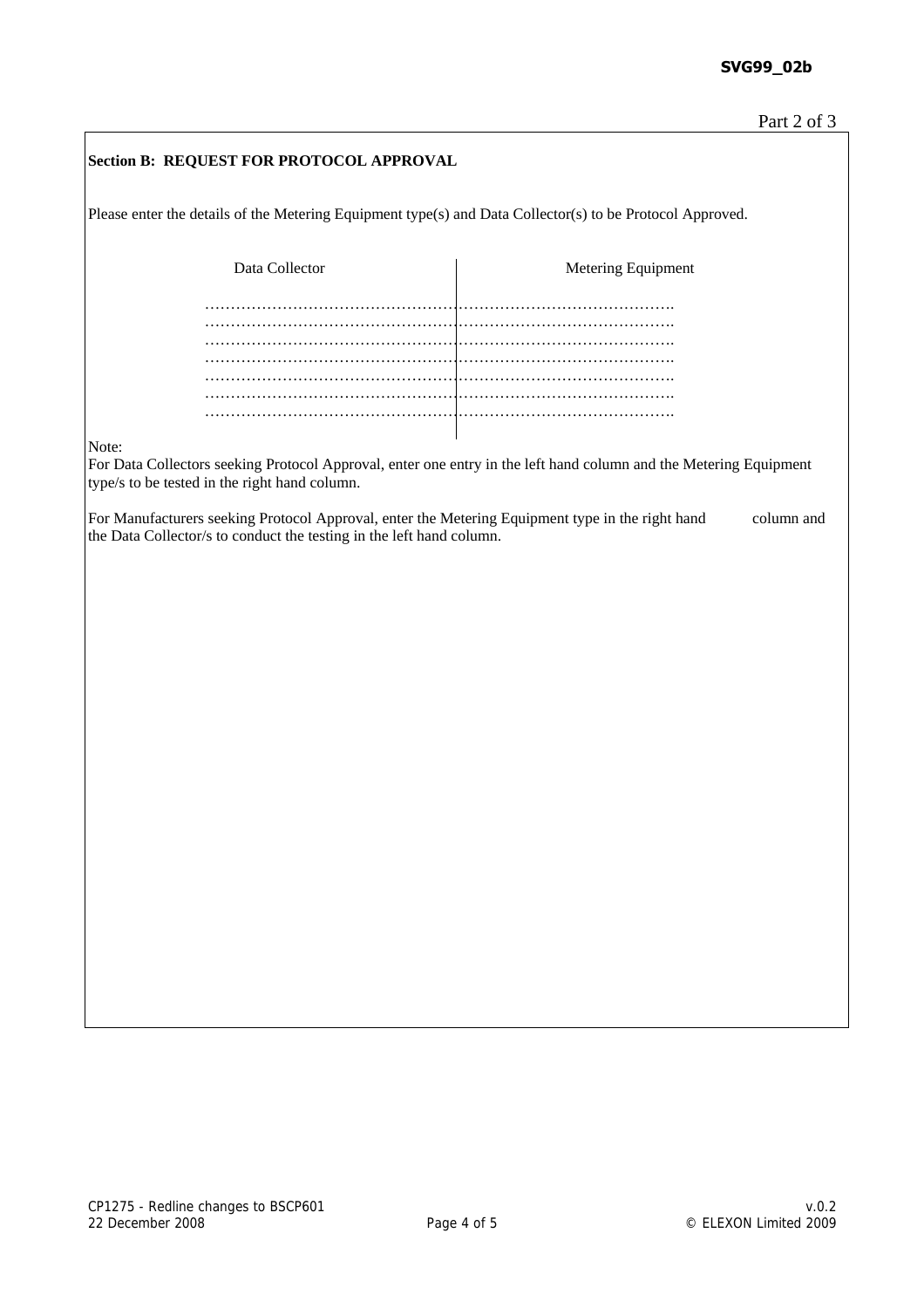Part 2 of 3

**Section B: REQUEST FOR PROTOCOL APPROVAL**

Please enter the details of the Metering Equipment type(s) and Data Collector(s) to be Protocol Approved.

| Data Collector | Metering Equipment |
|---|---|
| ……………………………………… | ……………………………………… |
| ……………………………………… | ……………………………………… |
| ……………………………………… | ……………………………………… |
| ……………………………………… | ……………………………………… |
| ……………………………………… | ……………………………………… |
| ……………………………………… | ……………………………………… |
| ……………………………………… | ……………………………………… |

Note:
For Data Collectors seeking Protocol Approval, enter one entry in the left hand column and the Metering Equipment type/s to be tested in the right hand column.

For Manufacturers seeking Protocol Approval, enter the Metering Equipment type in the right hand column and the Data Collector/s to conduct the testing in the left hand column.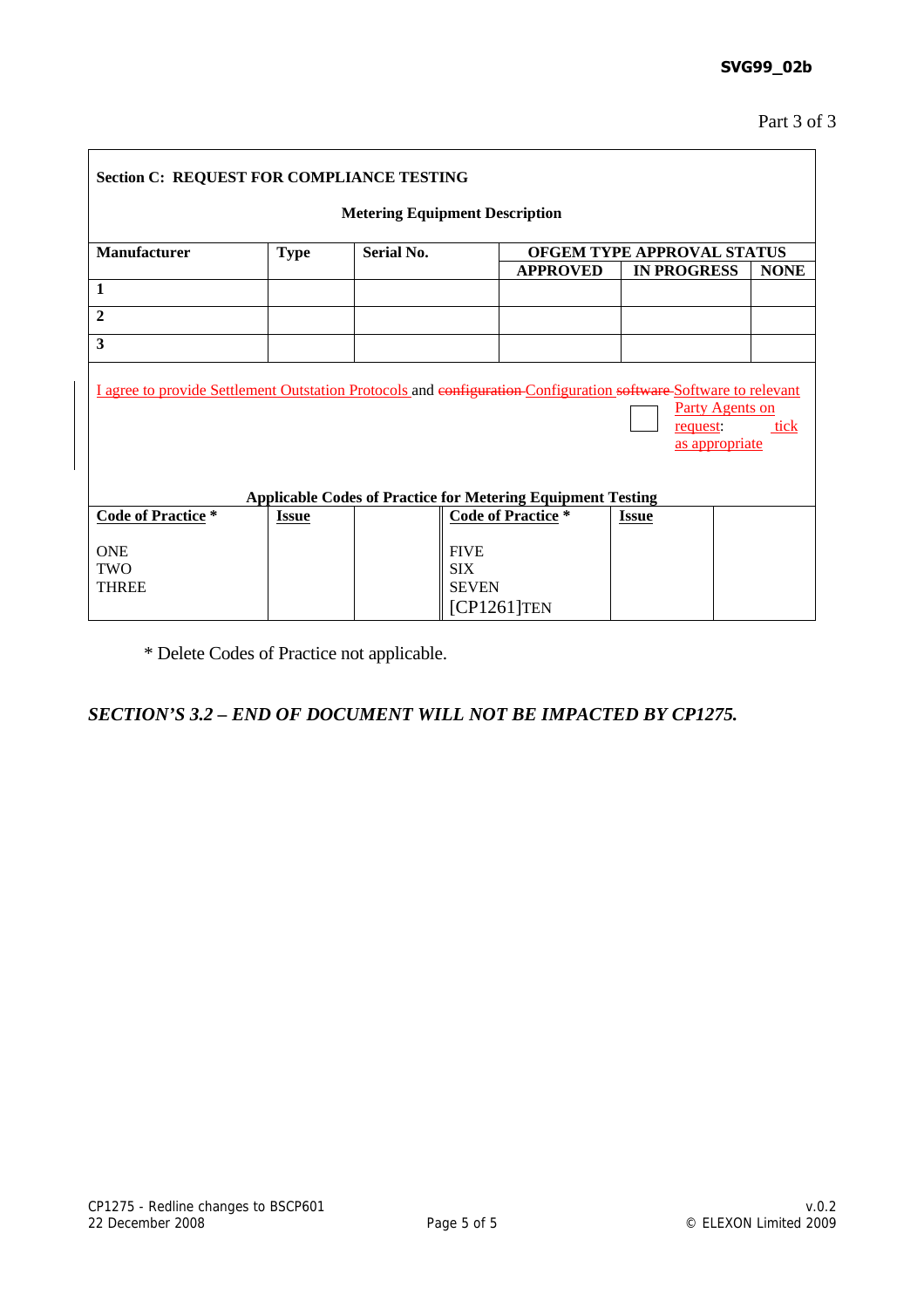Part 3 of 3

**Section C: REQUEST FOR COMPLIANCE TESTING**

**Metering Equipment Description**

| **Manufacturer** | **Type** | **Serial No.** | **OFGEM TYPE APPROVAL STATUS** | | |
|---|---|---|---|---|---|
| | | | **APPROVED** | **IN PROGRESS** | **NONE** |
| **1** | | | | | |
| **2** | | | | | |
| **3** | | | | | |

I agree to provide Settlement Outstation Protocols and ~~configuration~~ Configuration ~~software~~ Software to relevant Party Agents on request: ☐ tick as appropriate

**Applicable Codes of Practice for Metering Equipment Testing**

| **Code of Practice *** | **Issue** | | **Code of Practice *** | **Issue** | |
|---|---|---|---|---|---|
| ONE<br>TWO<br>THREE | | | FIVE<br>SIX<br>SEVEN<br>[CP1261]TEN | | |

\* Delete Codes of Practice not applicable.

***SECTION'S 3.2 – END OF DOCUMENT WILL NOT BE IMPACTED BY CP1275.***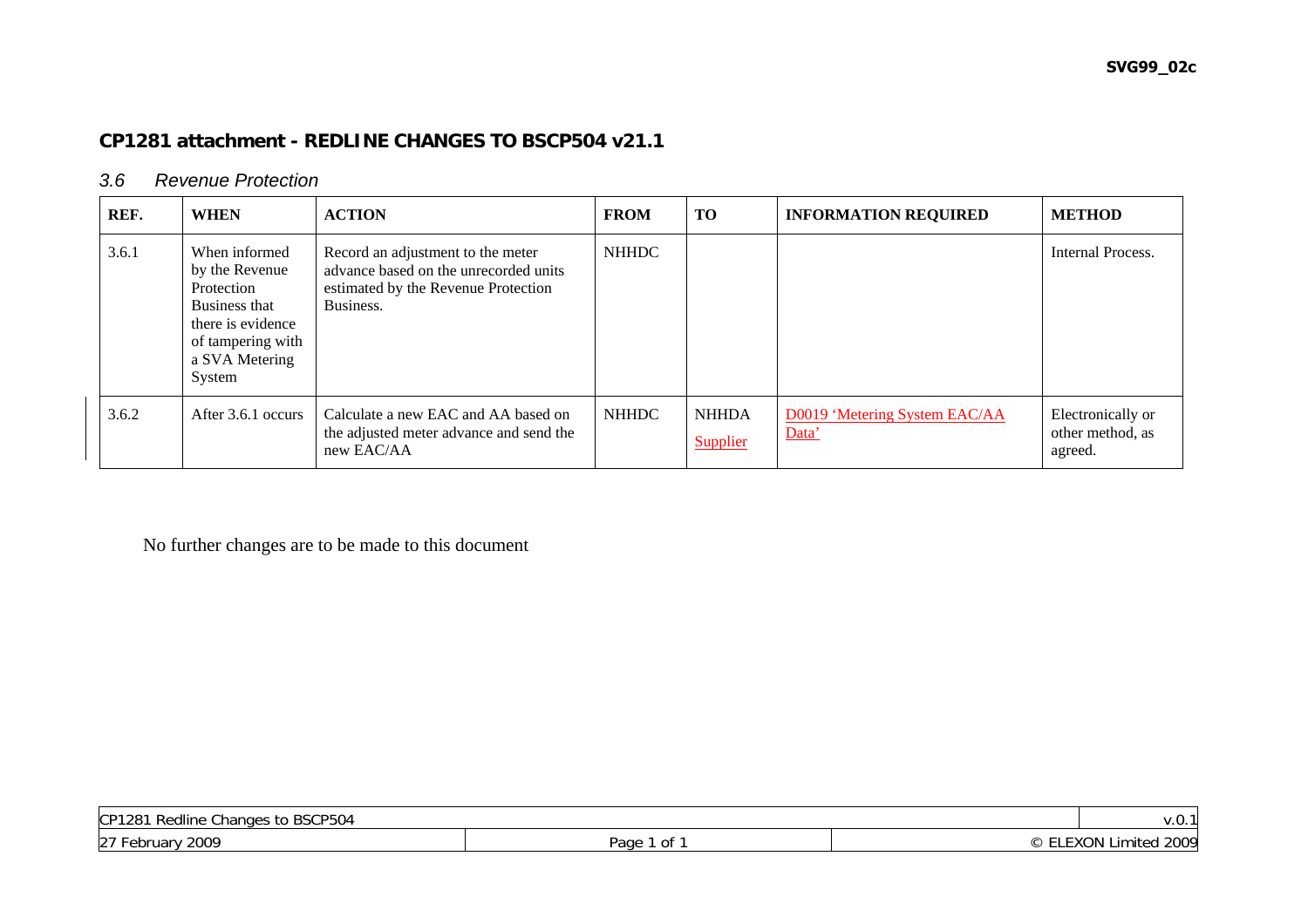SVG99_02c

## CP1281 attachment - REDLINE CHANGES TO BSCP504 v21.1

### *3.6 Revenue Protection*

| REF. | WHEN | ACTION | FROM | TO | INFORMATION REQUIRED | METHOD |
|---|---|---|---|---|---|---|
| 3.6.1 | When informed by the Revenue Protection Business that there is evidence of tampering with a SVA Metering System | Record an adjustment to the meter advance based on the unrecorded units estimated by the Revenue Protection Business. | NHHDC | | | Internal Process. |
| 3.6.2 | After 3.6.1 occurs | Calculate a new EAC and AA based on the adjusted meter advance and send the new EAC/AA | NHHDC | NHHDA Supplier | D0019 'Metering System EAC/AA Data' | Electronically or other method, as agreed. |

No further changes are to be made to this document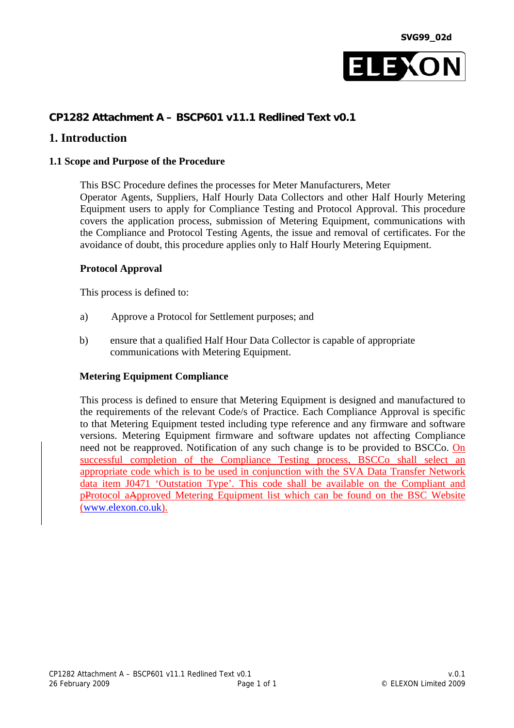SVG99_02d

ELEXON

**CP1282 Attachment A – BSCP601 v11.1 Redlined Text v0.1**

# 1. Introduction

## 1.1 Scope and Purpose of the Procedure

This BSC Procedure defines the processes for Meter Manufacturers, Meter Operator Agents, Suppliers, Half Hourly Data Collectors and other Half Hourly Metering Equipment users to apply for Compliance Testing and Protocol Approval. This procedure covers the application process, submission of Metering Equipment, communications with the Compliance and Protocol Testing Agents, the issue and removal of certificates. For the avoidance of doubt, this procedure applies only to Half Hourly Metering Equipment.

**Protocol Approval**

This process is defined to:

a) Approve a Protocol for Settlement purposes; and

b) ensure that a qualified Half Hour Data Collector is capable of appropriate communications with Metering Equipment.

**Metering Equipment Compliance**

This process is defined to ensure that Metering Equipment is designed and manufactured to the requirements of the relevant Code/s of Practice. Each Compliance Approval is specific to that Metering Equipment tested including type reference and any firmware and software versions. Metering Equipment firmware and software updates not affecting Compliance need not be reapproved. Notification of any such change is to be provided to BSCCo. On successful completion of the Compliance Testing process, BSCCo shall select an appropriate code which is to be used in conjunction with the SVA Data Transfer Network data item J0471 'Outstation Type'. This code shall be available on the Compliant and p~~P~~rotocol a~~A~~pproved Metering Equipment list which can be found on the BSC Website (www.elexon.co.uk).